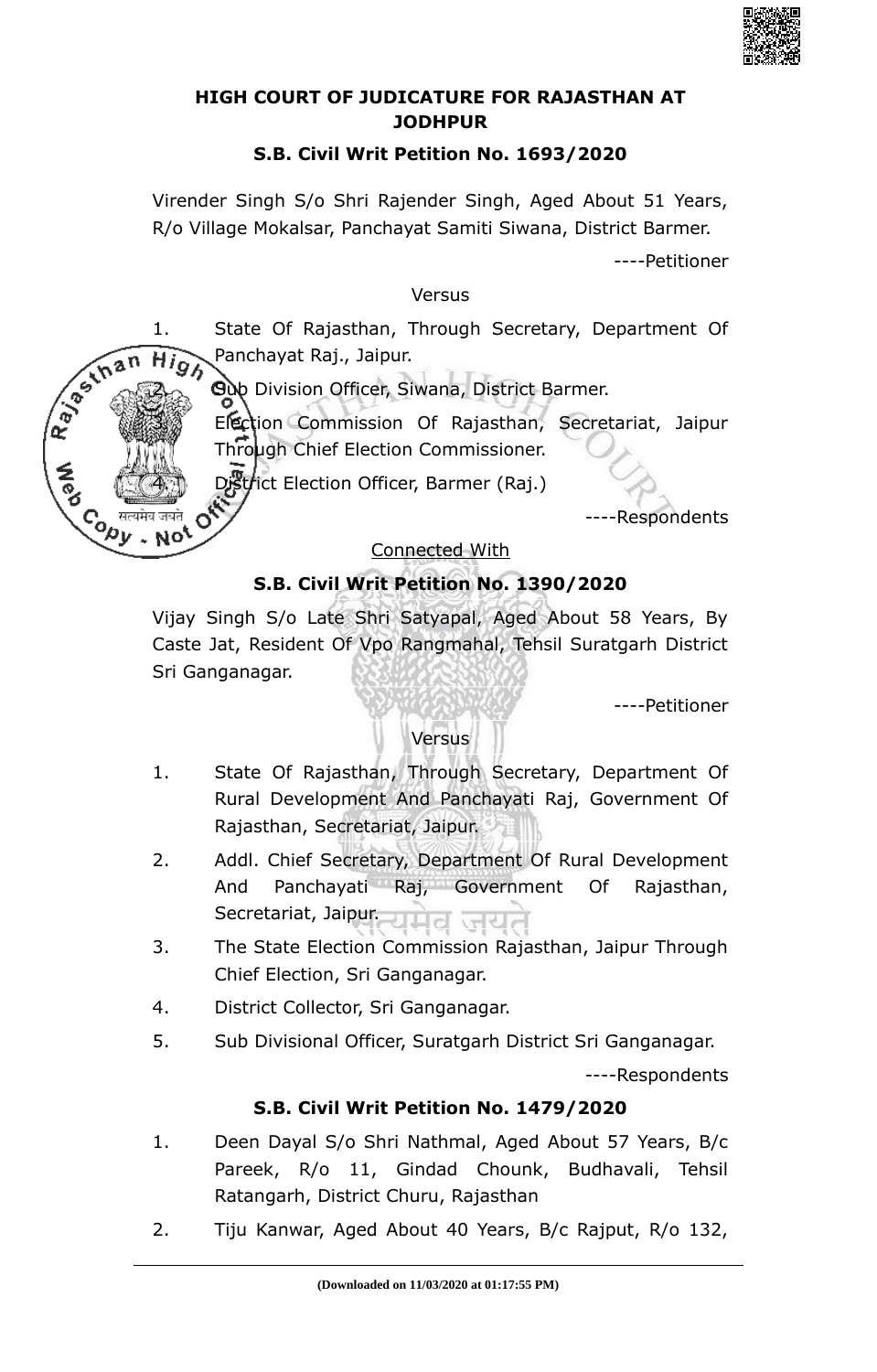**HIGH COURT OF JUDICATURE FOR RAJASTHAN AT JODHPUR**

**S.B. Civil Writ Petition No. 1693/2020**

Virender Singh S/o Shri Rajender Singh, Aged About 51 Years, R/o Village Mokalsar, Panchayat Samiti Siwana, District Barmer.

----Petitioner

Versus

1. State Of Rajasthan, Through Secretary, Department Of Panchayat Raj., Jaipur.
2. Sub Division Officer, Siwana, District Barmer.
3. Election Commission Of Rajasthan, Secretariat, Jaipur Through Chief Election Commissioner.
4. District Election Officer, Barmer (Raj.)

----Respondents

Connected With

**S.B. Civil Writ Petition No. 1390/2020**

Vijay Singh S/o Late Shri Satyapal, Aged About 58 Years, By Caste Jat, Resident Of Vpo Rangmahal, Tehsil Suratgarh District Sri Ganganagar.

----Petitioner

Versus

1. State Of Rajasthan, Through Secretary, Department Of Rural Development And Panchayati Raj, Government Of Rajasthan, Secretariat, Jaipur.
2. Addl. Chief Secretary, Department Of Rural Development And Panchayati Raj, Government Of Rajasthan, Secretariat, Jaipur.
3. The State Election Commission Rajasthan, Jaipur Through Chief Election, Sri Ganganagar.
4. District Collector, Sri Ganganagar.
5. Sub Divisional Officer, Suratgarh District Sri Ganganagar.

----Respondents

**S.B. Civil Writ Petition No. 1479/2020**

1. Deen Dayal S/o Shri Nathmal, Aged About 57 Years, B/c Pareek, R/o 11, Gindad Chounk, Budhavali, Tehsil Ratangarh, District Churu, Rajasthan
2. Tiju Kanwar, Aged About 40 Years, B/c Rajput, R/o 132,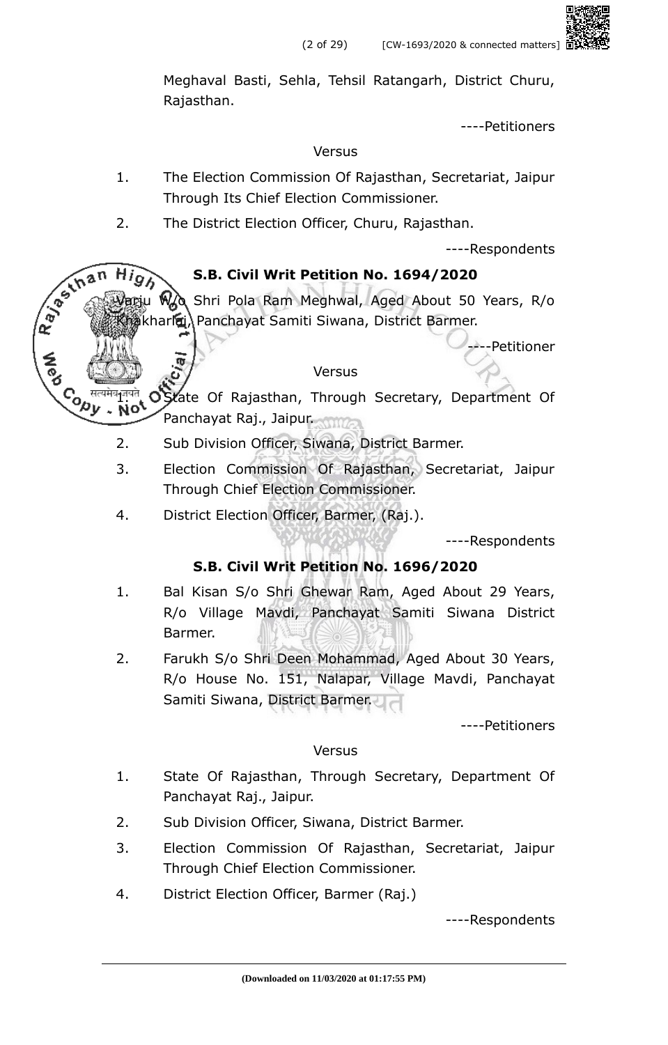Meghaval Basti, Sehla, Tehsil Ratangarh, District Churu, Rajasthan.

----Petitioners

Versus

1. The Election Commission Of Rajasthan, Secretariat, Jaipur Through Its Chief Election Commissioner.
2. The District Election Officer, Churu, Rajasthan.

----Respondents

**S.B. Civil Writ Petition No. 1694/2020**

Varju W/o Shri Pola Ram Meghwal, Aged About 50 Years, R/o Khakharla, Panchayat Samiti Siwana, District Barmer.

----Petitioner

Versus

1. State Of Rajasthan, Through Secretary, Department Of Panchayat Raj., Jaipur.
2. Sub Division Officer, Siwana, District Barmer.
3. Election Commission Of Rajasthan, Secretariat, Jaipur Through Chief Election Commissioner.
4. District Election Officer, Barmer, (Raj.).

----Respondents

**S.B. Civil Writ Petition No. 1696/2020**

1. Bal Kisan S/o Shri Ghewar Ram, Aged About 29 Years, R/o Village Mavdi, Panchayat Samiti Siwana District Barmer.
2. Farukh S/o Shri Deen Mohammad, Aged About 30 Years, R/o House No. 151, Nalapar, Village Mavdi, Panchayat Samiti Siwana, District Barmer.

----Petitioners

Versus

1. State Of Rajasthan, Through Secretary, Department Of Panchayat Raj., Jaipur.
2. Sub Division Officer, Siwana, District Barmer.
3. Election Commission Of Rajasthan, Secretariat, Jaipur Through Chief Election Commissioner.
4. District Election Officer, Barmer (Raj.)

----Respondents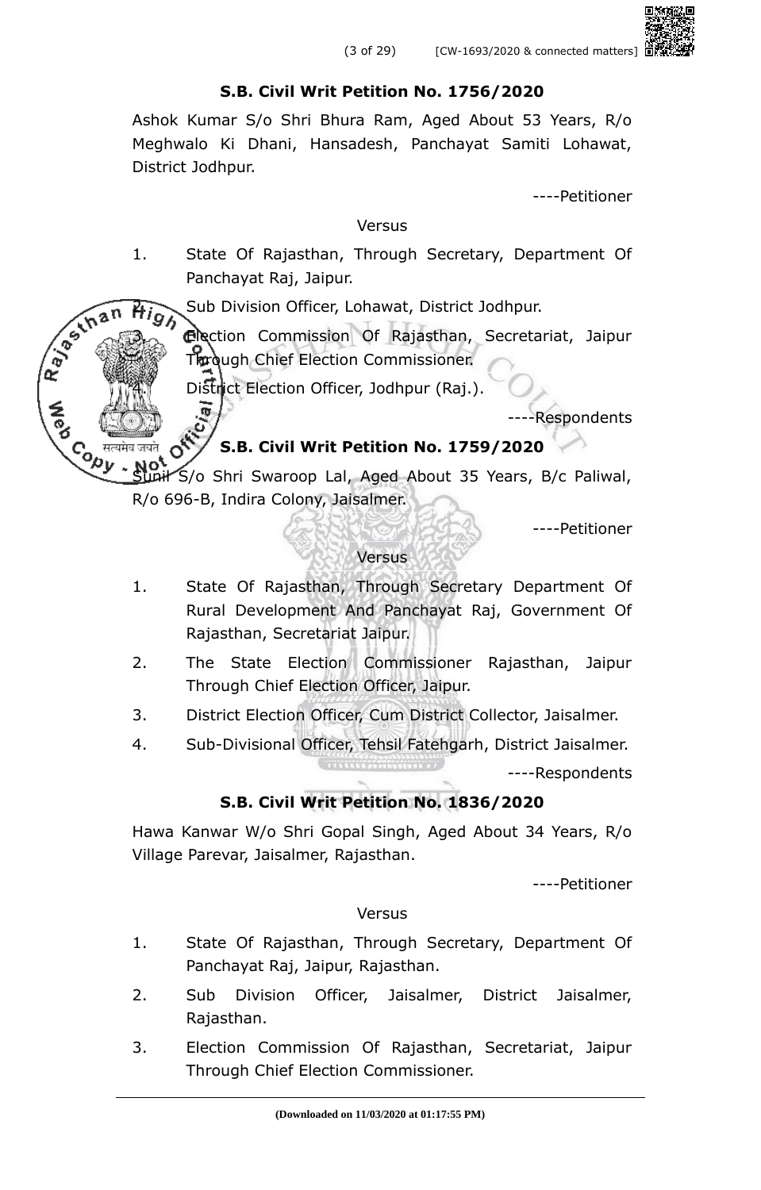**S.B. Civil Writ Petition No. 1756/2020**

Ashok Kumar S/o Shri Bhura Ram, Aged About 53 Years, R/o Meghwalo Ki Dhani, Hansadesh, Panchayat Samiti Lohawat, District Jodhpur.

----Petitioner

Versus

1. State Of Rajasthan, Through Secretary, Department Of Panchayat Raj, Jaipur.
2. Sub Division Officer, Lohawat, District Jodhpur.
3. Election Commission Of Rajasthan, Secretariat, Jaipur Through Chief Election Commissioner.
4. District Election Officer, Jodhpur (Raj.).

----Respondents

**S.B. Civil Writ Petition No. 1759/2020**

Sunil S/o Shri Swaroop Lal, Aged About 35 Years, B/c Paliwal, R/o 696-B, Indira Colony, Jaisalmer.

----Petitioner

Versus

1. State Of Rajasthan, Through Secretary Department Of Rural Development And Panchayat Raj, Government Of Rajasthan, Secretariat Jaipur.
2. The State Election Commissioner Rajasthan, Jaipur Through Chief Election Officer, Jaipur.
3. District Election Officer, Cum District Collector, Jaisalmer.
4. Sub-Divisional Officer, Tehsil Fatehgarh, District Jaisalmer.

----Respondents

**S.B. Civil Writ Petition No. 1836/2020**

Hawa Kanwar W/o Shri Gopal Singh, Aged About 34 Years, R/o Village Parevar, Jaisalmer, Rajasthan.

----Petitioner

Versus

1. State Of Rajasthan, Through Secretary, Department Of Panchayat Raj, Jaipur, Rajasthan.
2. Sub Division Officer, Jaisalmer, District Jaisalmer, Rajasthan.
3. Election Commission Of Rajasthan, Secretariat, Jaipur Through Chief Election Commissioner.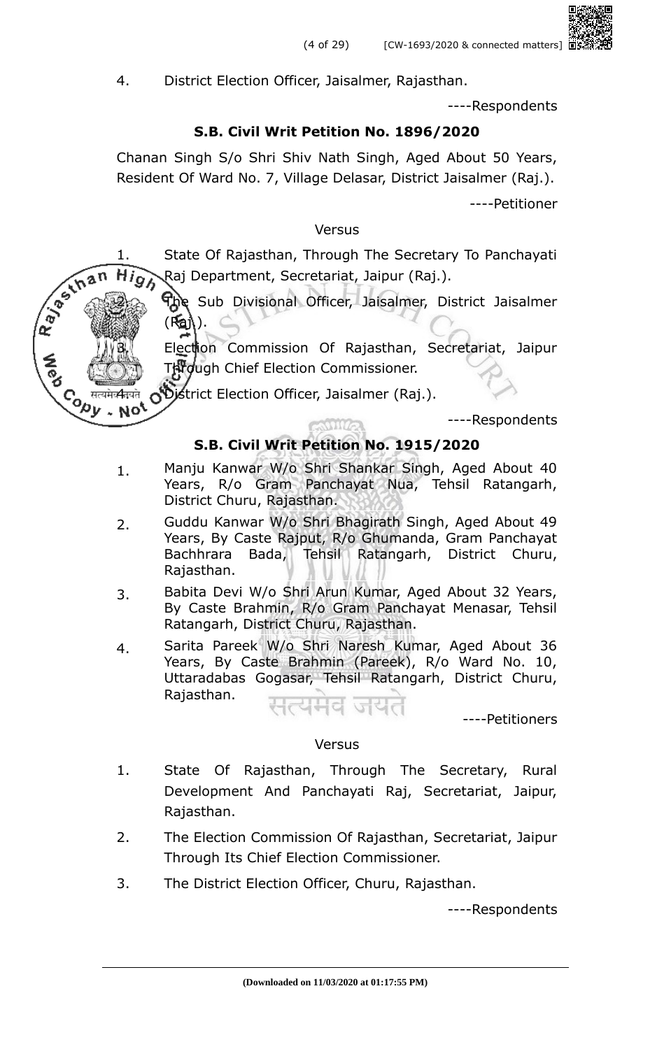4. District Election Officer, Jaisalmer, Rajasthan.

----Respondents

**S.B. Civil Writ Petition No. 1896/2020**

Chanan Singh S/o Shri Shiv Nath Singh, Aged About 50 Years, Resident Of Ward No. 7, Village Delasar, District Jaisalmer (Raj.).

----Petitioner

Versus

1. State Of Rajasthan, Through The Secretary To Panchayati Raj Department, Secretariat, Jaipur (Raj.).
2. The Sub Divisional Officer, Jaisalmer, District Jaisalmer (Raj.).
3. Election Commission Of Rajasthan, Secretariat, Jaipur Through Chief Election Commissioner.
4. District Election Officer, Jaisalmer (Raj.).

----Respondents

**S.B. Civil Writ Petition No. 1915/2020**

1. Manju Kanwar W/o Shri Shankar Singh, Aged About 40 Years, R/o Gram Panchayat Nua, Tehsil Ratangarh, District Churu, Rajasthan.
2. Guddu Kanwar W/o Shri Bhagirath Singh, Aged About 49 Years, By Caste Rajput, R/o Ghumanda, Gram Panchayat Bachhrara Bada, Tehsil Ratangarh, District Churu, Rajasthan.
3. Babita Devi W/o Shri Arun Kumar, Aged About 32 Years, By Caste Brahmin, R/o Gram Panchayat Menasar, Tehsil Ratangarh, District Churu, Rajasthan.
4. Sarita Pareek W/o Shri Naresh Kumar, Aged About 36 Years, By Caste Brahmin (Pareek), R/o Ward No. 10, Uttaradabas Gogasar, Tehsil Ratangarh, District Churu, Rajasthan.

----Petitioners

Versus

1. State Of Rajasthan, Through The Secretary, Rural Development And Panchayati Raj, Secretariat, Jaipur, Rajasthan.
2. The Election Commission Of Rajasthan, Secretariat, Jaipur Through Its Chief Election Commissioner.
3. The District Election Officer, Churu, Rajasthan.

----Respondents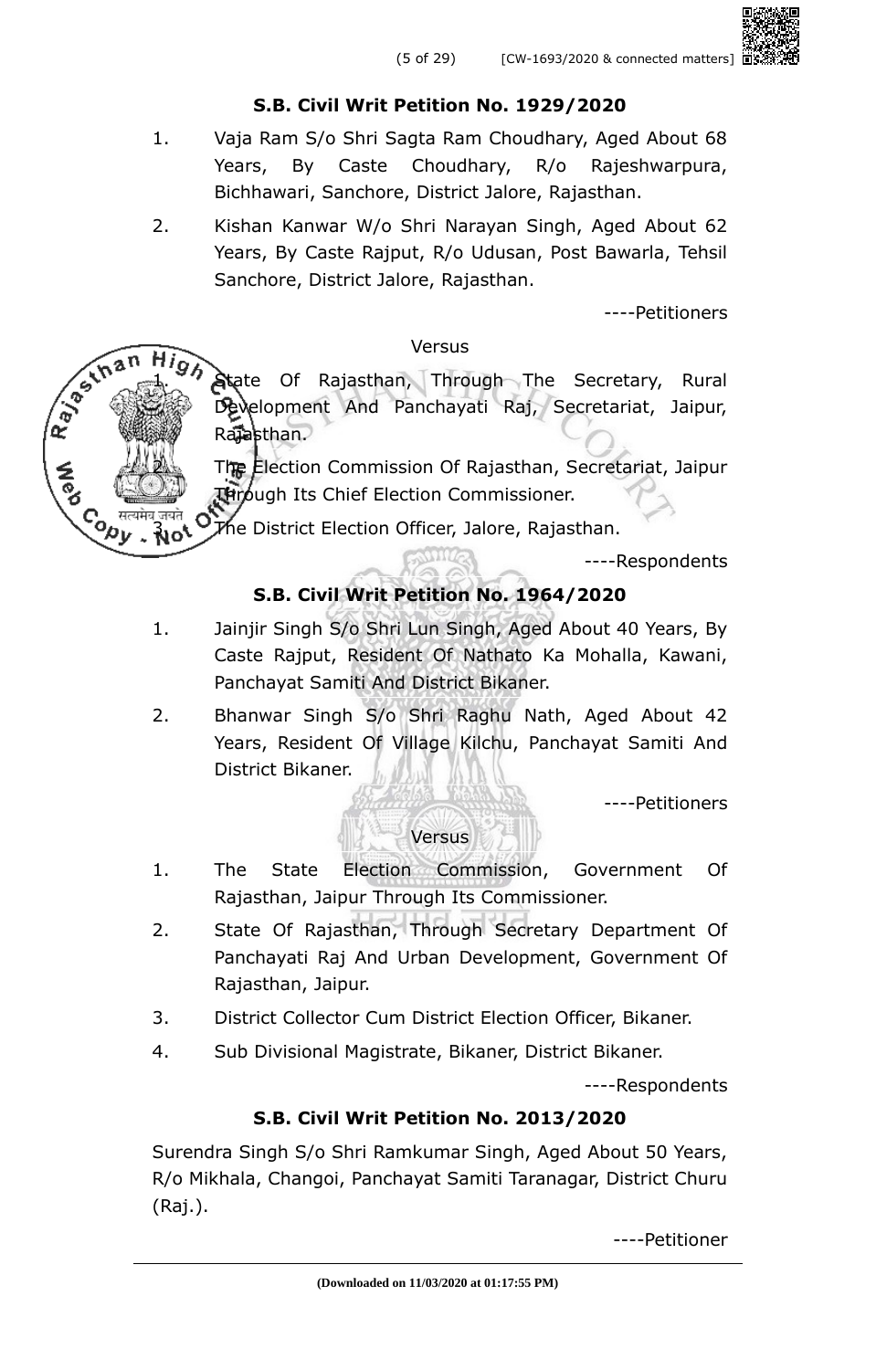**S.B. Civil Writ Petition No. 1929/2020**

1. Vaja Ram S/o Shri Sagta Ram Choudhary, Aged About 68 Years, By Caste Choudhary, R/o Rajeshwarpura, Bichhawari, Sanchore, District Jalore, Rajasthan.
2. Kishan Kanwar W/o Shri Narayan Singh, Aged About 62 Years, By Caste Rajput, R/o Udusan, Post Bawarla, Tehsil Sanchore, District Jalore, Rajasthan.

----Petitioners

Versus

1. State Of Rajasthan, Through The Secretary, Rural Development And Panchayati Raj, Secretariat, Jaipur, Rajasthan.
2. The Election Commission Of Rajasthan, Secretariat, Jaipur Through Its Chief Election Commissioner.
3. The District Election Officer, Jalore, Rajasthan.

----Respondents

**S.B. Civil Writ Petition No. 1964/2020**

1. Jainjir Singh S/o Shri Lun Singh, Aged About 40 Years, By Caste Rajput, Resident Of Nathato Ka Mohalla, Kawani, Panchayat Samiti And District Bikaner.
2. Bhanwar Singh S/o Shri Raghu Nath, Aged About 42 Years, Resident Of Village Kilchu, Panchayat Samiti And District Bikaner.

----Petitioners

Versus

1. The State Election Commission, Government Of Rajasthan, Jaipur Through Its Commissioner.
2. State Of Rajasthan, Through Secretary Department Of Panchayati Raj And Urban Development, Government Of Rajasthan, Jaipur.
3. District Collector Cum District Election Officer, Bikaner.
4. Sub Divisional Magistrate, Bikaner, District Bikaner.

----Respondents

**S.B. Civil Writ Petition No. 2013/2020**

Surendra Singh S/o Shri Ramkumar Singh, Aged About 50 Years, R/o Mikhala, Changoi, Panchayat Samiti Taranagar, District Churu (Raj.).

----Petitioner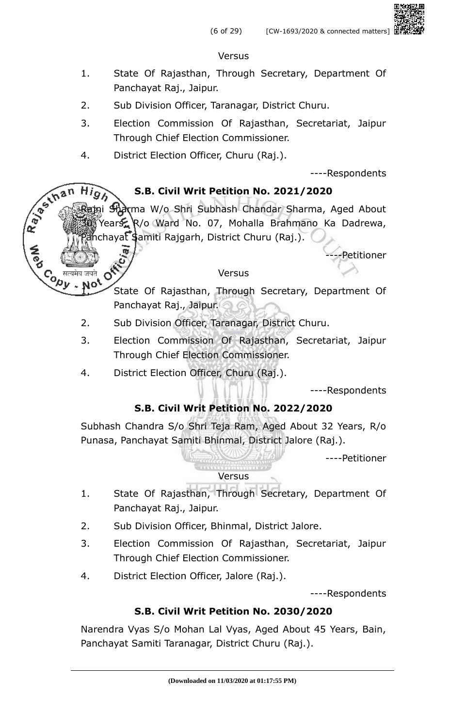Versus

1. State Of Rajasthan, Through Secretary, Department Of Panchayat Raj., Jaipur.
2. Sub Division Officer, Taranagar, District Churu.
3. Election Commission Of Rajasthan, Secretariat, Jaipur Through Chief Election Commissioner.
4. District Election Officer, Churu (Raj.).

----Respondents

**S.B. Civil Writ Petition No. 2021/2020**

Rajni Sharma W/o Shri Subhash Chandar Sharma, Aged About 30 Years, R/o Ward No. 07, Mohalla Brahmano Ka Dadrewa, Panchayat Samiti Rajgarh, District Churu (Raj.).

----Petitioner

Versus

1. State Of Rajasthan, Through Secretary, Department Of Panchayat Raj., Jaipur.
2. Sub Division Officer, Taranagar, District Churu.
3. Election Commission Of Rajasthan, Secretariat, Jaipur Through Chief Election Commissioner.
4. District Election Officer, Churu (Raj.).

----Respondents

**S.B. Civil Writ Petition No. 2022/2020**

Subhash Chandra S/o Shri Teja Ram, Aged About 32 Years, R/o Punasa, Panchayat Samiti Bhinmal, District Jalore (Raj.).

----Petitioner

Versus

1. State Of Rajasthan, Through Secretary, Department Of Panchayat Raj., Jaipur.
2. Sub Division Officer, Bhinmal, District Jalore.
3. Election Commission Of Rajasthan, Secretariat, Jaipur Through Chief Election Commissioner.
4. District Election Officer, Jalore (Raj.).

----Respondents

**S.B. Civil Writ Petition No. 2030/2020**

Narendra Vyas S/o Mohan Lal Vyas, Aged About 45 Years, Bain, Panchayat Samiti Taranagar, District Churu (Raj.).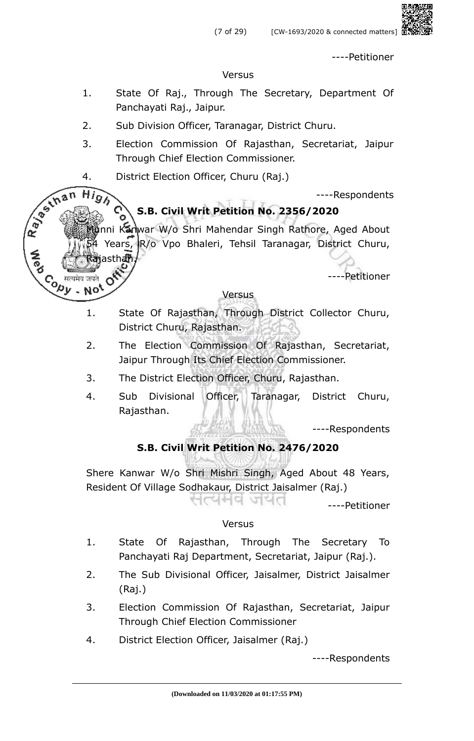----Petitioner

Versus

1. State Of Raj., Through The Secretary, Department Of Panchayati Raj., Jaipur.
2. Sub Division Officer, Taranagar, District Churu.
3. Election Commission Of Rajasthan, Secretariat, Jaipur Through Chief Election Commissioner.
4. District Election Officer, Churu (Raj.)

----Respondents

**S.B. Civil Writ Petition No. 2356/2020**

Munni Kanwar W/o Shri Mahendar Singh Rathore, Aged About 54 Years, R/o Vpo Bhaleri, Tehsil Taranagar, District Churu, Rajasthan.

----Petitioner

Versus

1. State Of Rajasthan, Through District Collector Churu, District Churu, Rajasthan.
2. The Election Commission Of Rajasthan, Secretariat, Jaipur Through Its Chief Election Commissioner.
3. The District Election Officer, Churu, Rajasthan.
4. Sub Divisional Officer, Taranagar, District Churu, Rajasthan.

----Respondents

**S.B. Civil Writ Petition No. 2476/2020**

Shere Kanwar W/o Shri Mishri Singh, Aged About 48 Years, Resident Of Village Sodhakaur, District Jaisalmer (Raj.)

----Petitioner

Versus

1. State Of Rajasthan, Through The Secretary To Panchayati Raj Department, Secretariat, Jaipur (Raj.).
2. The Sub Divisional Officer, Jaisalmer, District Jaisalmer (Raj.)
3. Election Commission Of Rajasthan, Secretariat, Jaipur Through Chief Election Commissioner
4. District Election Officer, Jaisalmer (Raj.)

----Respondents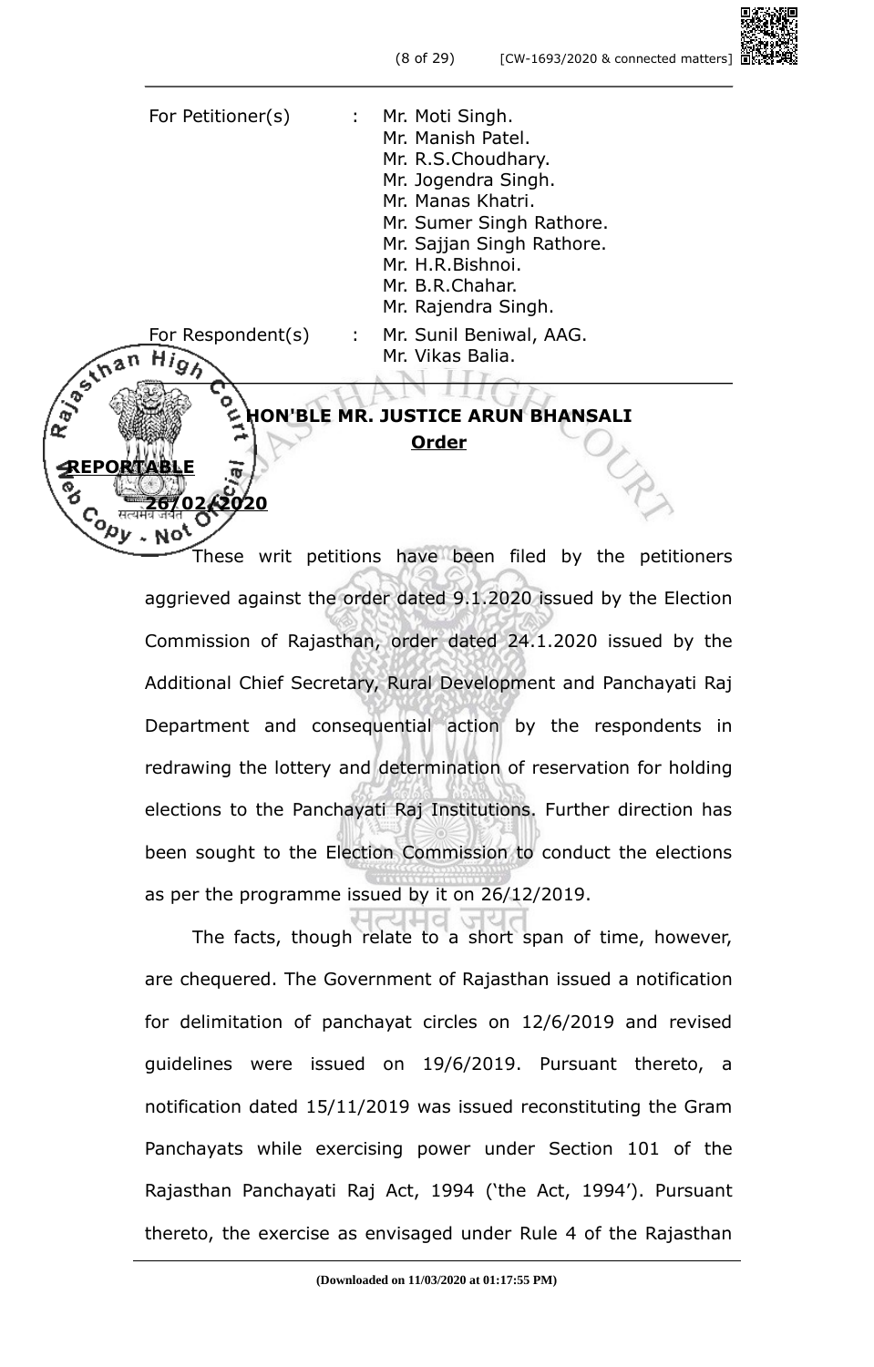For Petitioner(s) : Mr. Moti Singh.
Mr. Manish Patel.
Mr. R.S.Choudhary.
Mr. Jogendra Singh.
Mr. Manas Khatri.
Mr. Sumer Singh Rathore.
Mr. Sajjan Singh Rathore.
Mr. H.R.Bishnoi.
Mr. B.R.Chahar.
Mr. Rajendra Singh.

For Respondent(s) : Mr. Sunil Beniwal, AAG.
Mr. Vikas Balia.

**HON'BLE MR. JUSTICE ARUN BHANSALI**

**Order**

**REPORTABLE**

**26/02/2020**

These writ petitions have been filed by the petitioners aggrieved against the order dated 9.1.2020 issued by the Election Commission of Rajasthan, order dated 24.1.2020 issued by the Additional Chief Secretary, Rural Development and Panchayati Raj Department and consequential action by the respondents in redrawing the lottery and determination of reservation for holding elections to the Panchayati Raj Institutions. Further direction has been sought to the Election Commission to conduct the elections as per the programme issued by it on 26/12/2019.

The facts, though relate to a short span of time, however, are chequered. The Government of Rajasthan issued a notification for delimitation of panchayat circles on 12/6/2019 and revised guidelines were issued on 19/6/2019. Pursuant thereto, a notification dated 15/11/2019 was issued reconstituting the Gram Panchayats while exercising power under Section 101 of the Rajasthan Panchayati Raj Act, 1994 ('the Act, 1994'). Pursuant thereto, the exercise as envisaged under Rule 4 of the Rajasthan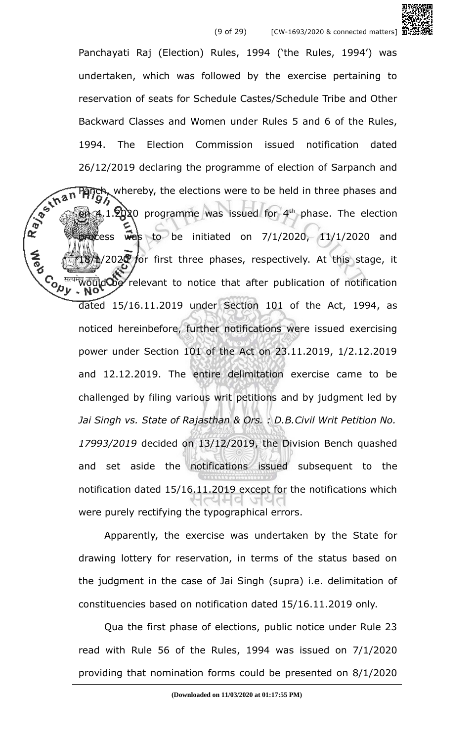Panchayati Raj (Election) Rules, 1994 ('the Rules, 1994') was undertaken, which was followed by the exercise pertaining to reservation of seats for Schedule Castes/Schedule Tribe and Other Backward Classes and Women under Rules 5 and 6 of the Rules, 1994. The Election Commission issued notification dated 26/12/2019 declaring the programme of election of Sarpanch and Panch, whereby, the elections were to be held in three phases and on 4.1.2020 programme was issued for 4th phase. The election process was to be initiated on 7/1/2020, 11/1/2020 and 18/1/2020 for first three phases, respectively. At this stage, it would be relevant to notice that after publication of notification dated 15/16.11.2019 under Section 101 of the Act, 1994, as noticed hereinbefore, further notifications were issued exercising power under Section 101 of the Act on 23.11.2019, 1/2.12.2019 and 12.12.2019. The entire delimitation exercise came to be challenged by filing various writ petitions and by judgment led by *Jai Singh vs. State of Rajasthan & Ors. : D.B.Civil Writ Petition No. 17993/2019* decided on 13/12/2019, the Division Bench quashed and set aside the notifications issued subsequent to the notification dated 15/16.11.2019 except for the notifications which were purely rectifying the typographical errors.

Apparently, the exercise was undertaken by the State for drawing lottery for reservation, in terms of the status based on the judgment in the case of Jai Singh (supra) i.e. delimitation of constituencies based on notification dated 15/16.11.2019 only.

Qua the first phase of elections, public notice under Rule 23 read with Rule 56 of the Rules, 1994 was issued on 7/1/2020 providing that nomination forms could be presented on 8/1/2020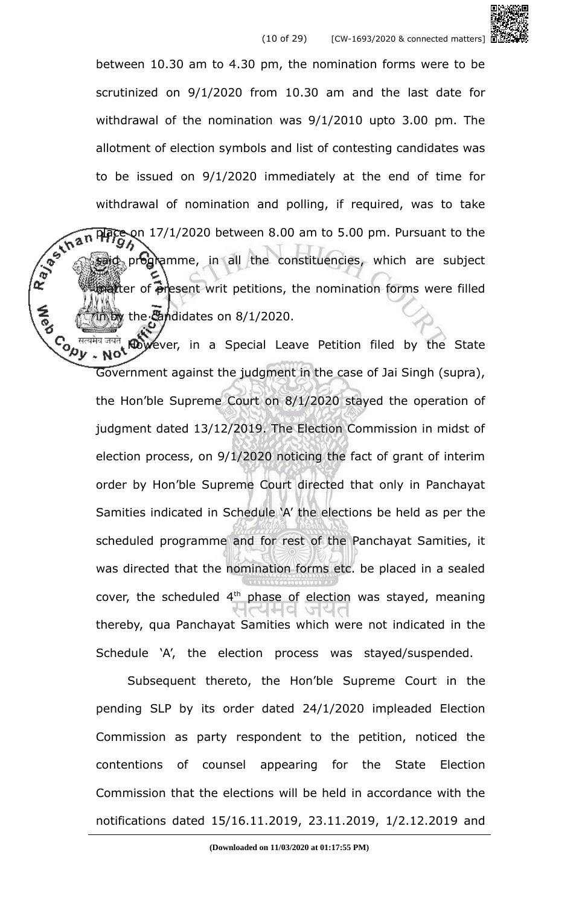between 10.30 am to 4.30 pm, the nomination forms were to be scrutinized on 9/1/2020 from 10.30 am and the last date for withdrawal of the nomination was 9/1/2010 upto 3.00 pm. The allotment of election symbols and list of contesting candidates was to be issued on 9/1/2020 immediately at the end of time for withdrawal of nomination and polling, if required, was to take place on 17/1/2020 between 8.00 am to 5.00 pm. Pursuant to the said programme, in all the constituencies, which are subject matter of present writ petitions, the nomination forms were filled in by the candidates on 8/1/2020.

However, in a Special Leave Petition filed by the State Government against the judgment in the case of Jai Singh (supra), the Hon'ble Supreme Court on 8/1/2020 stayed the operation of judgment dated 13/12/2019. The Election Commission in midst of election process, on 9/1/2020 noticing the fact of grant of interim order by Hon'ble Supreme Court directed that only in Panchayat Samities indicated in Schedule 'A' the elections be held as per the scheduled programme and for rest of the Panchayat Samities, it was directed that the nomination forms etc. be placed in a sealed cover, the scheduled 4th phase of election was stayed, meaning thereby, qua Panchayat Samities which were not indicated in the Schedule 'A', the election process was stayed/suspended.

Subsequent thereto, the Hon'ble Supreme Court in the pending SLP by its order dated 24/1/2020 impleaded Election Commission as party respondent to the petition, noticed the contentions of counsel appearing for the State Election Commission that the elections will be held in accordance with the notifications dated 15/16.11.2019, 23.11.2019, 1/2.12.2019 and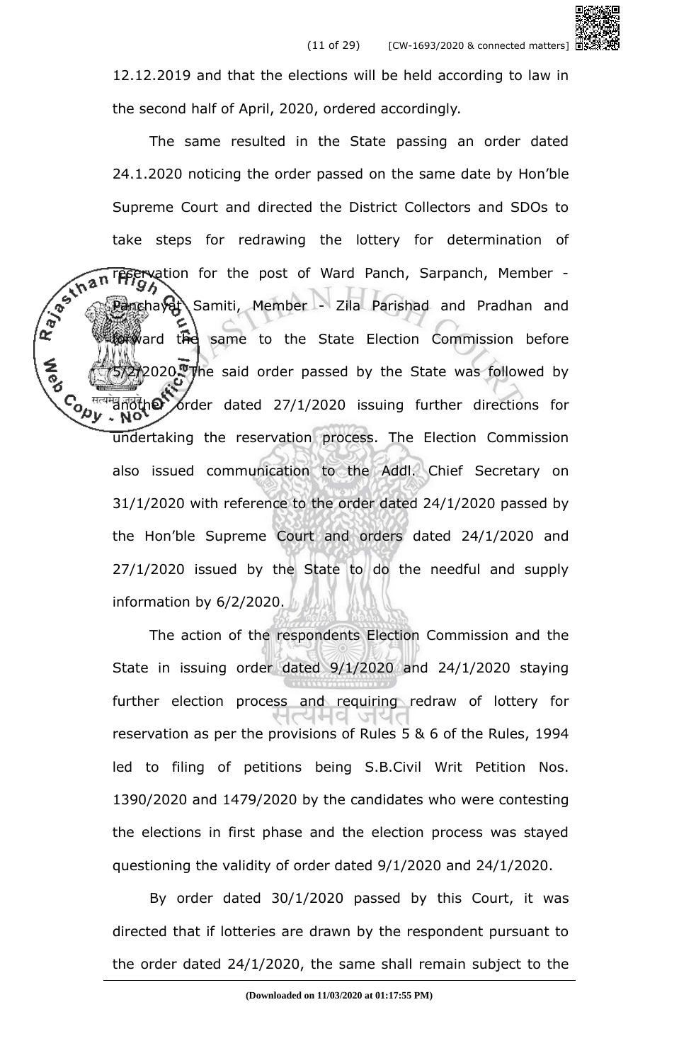12.12.2019 and that the elections will be held according to law in the second half of April, 2020, ordered accordingly.

The same resulted in the State passing an order dated 24.1.2020 noticing the order passed on the same date by Hon'ble Supreme Court and directed the District Collectors and SDOs to take steps for redrawing the lottery for determination of reservation for the post of Ward Panch, Sarpanch, Member - Panchayat Samiti, Member - Zila Parishad and Pradhan and forward the same to the State Election Commission before 5/2/2020. The said order passed by the State was followed by another order dated 27/1/2020 issuing further directions for undertaking the reservation process. The Election Commission also issued communication to the Addl. Chief Secretary on 31/1/2020 with reference to the order dated 24/1/2020 passed by the Hon'ble Supreme Court and orders dated 24/1/2020 and 27/1/2020 issued by the State to do the needful and supply information by 6/2/2020.

The action of the respondents Election Commission and the State in issuing order dated 9/1/2020 and 24/1/2020 staying further election process and requiring redraw of lottery for reservation as per the provisions of Rules 5 & 6 of the Rules, 1994 led to filing of petitions being S.B.Civil Writ Petition Nos. 1390/2020 and 1479/2020 by the candidates who were contesting the elections in first phase and the election process was stayed questioning the validity of order dated 9/1/2020 and 24/1/2020.

By order dated 30/1/2020 passed by this Court, it was directed that if lotteries are drawn by the respondent pursuant to the order dated 24/1/2020, the same shall remain subject to the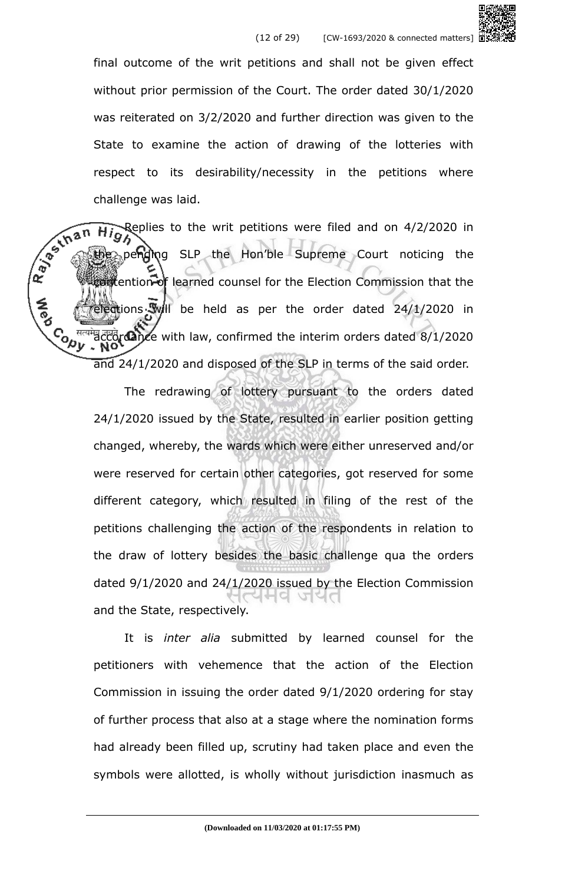final outcome of the writ petitions and shall not be given effect without prior permission of the Court. The order dated 30/1/2020 was reiterated on 3/2/2020 and further direction was given to the State to examine the action of drawing of the lotteries with respect to its desirability/necessity in the petitions where challenge was laid.

Replies to the writ petitions were filed and on 4/2/2020 in the pending SLP the Hon'ble Supreme Court noticing the contention of learned counsel for the Election Commission that the elections will be held as per the order dated 24/1/2020 in accordance with law, confirmed the interim orders dated 8/1/2020 and 24/1/2020 and disposed of the SLP in terms of the said order.

The redrawing of lottery pursuant to the orders dated 24/1/2020 issued by the State, resulted in earlier position getting changed, whereby, the wards which were either unreserved and/or were reserved for certain other categories, got reserved for some different category, which resulted in filing of the rest of the petitions challenging the action of the respondents in relation to the draw of lottery besides the basic challenge qua the orders dated 9/1/2020 and 24/1/2020 issued by the Election Commission and the State, respectively.

It is *inter alia* submitted by learned counsel for the petitioners with vehemence that the action of the Election Commission in issuing the order dated 9/1/2020 ordering for stay of further process that also at a stage where the nomination forms had already been filled up, scrutiny had taken place and even the symbols were allotted, is wholly without jurisdiction inasmuch as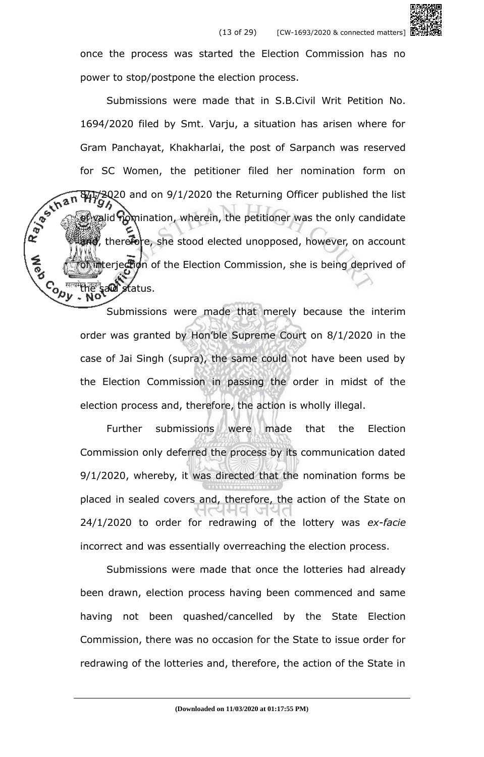once the process was started the Election Commission has no power to stop/postpone the election process.

Submissions were made that in S.B.Civil Writ Petition No. 1694/2020 filed by Smt. Varju, a situation has arisen where for Gram Panchayat, Khakharlai, the post of Sarpanch was reserved for SC Women, the petitioner filed her nomination form on 8/1/2020 and on 9/1/2020 the Returning Officer published the list of valid nomination, wherein, the petitioner was the only candidate and, therefore, she stood elected unopposed, however, on account of interjection of the Election Commission, she is being deprived of the said status.

Submissions were made that merely because the interim order was granted by Hon'ble Supreme Court on 8/1/2020 in the case of Jai Singh (supra), the same could not have been used by the Election Commission in passing the order in midst of the election process and, therefore, the action is wholly illegal.

Further submissions were made that the Election Commission only deferred the process by its communication dated 9/1/2020, whereby, it was directed that the nomination forms be placed in sealed covers and, therefore, the action of the State on 24/1/2020 to order for redrawing of the lottery was *ex-facie* incorrect and was essentially overreaching the election process.

Submissions were made that once the lotteries had already been drawn, election process having been commenced and same having not been quashed/cancelled by the State Election Commission, there was no occasion for the State to issue order for redrawing of the lotteries and, therefore, the action of the State in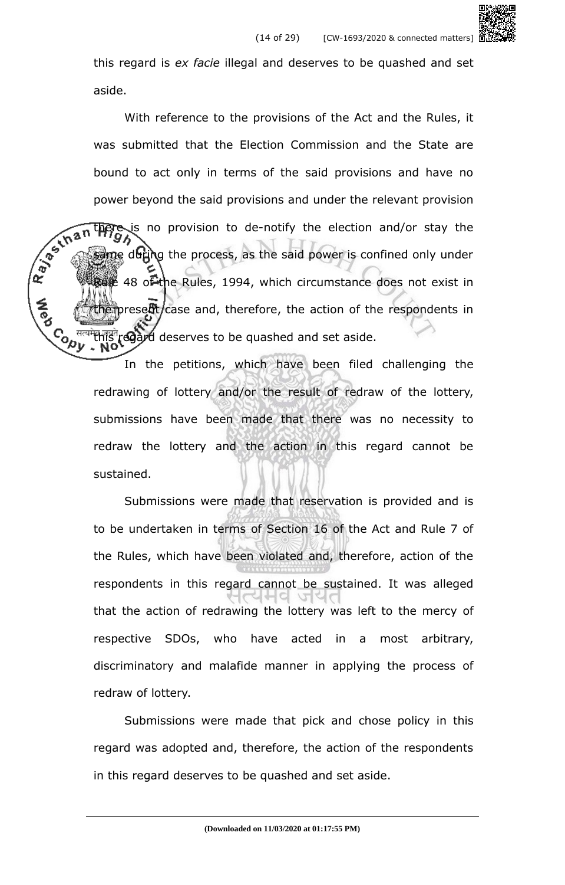this regard is *ex facie* illegal and deserves to be quashed and set aside.

With reference to the provisions of the Act and the Rules, it was submitted that the Election Commission and the State are bound to act only in terms of the said provisions and have no power beyond the said provisions and under the relevant provision there is no provision to de-notify the election and/or stay the same during the process, as the said power is confined only under Rule 48 of the Rules, 1994, which circumstance does not exist in the present case and, therefore, the action of the respondents in this regard deserves to be quashed and set aside.

In the petitions, which have been filed challenging the redrawing of lottery and/or the result of redraw of the lottery, submissions have been made that there was no necessity to redraw the lottery and the action in this regard cannot be sustained.

Submissions were made that reservation is provided and is to be undertaken in terms of Section 16 of the Act and Rule 7 of the Rules, which have been violated and, therefore, action of the respondents in this regard cannot be sustained. It was alleged that the action of redrawing the lottery was left to the mercy of respective SDOs, who have acted in a most arbitrary, discriminatory and malafide manner in applying the process of redraw of lottery.

Submissions were made that pick and chose policy in this regard was adopted and, therefore, the action of the respondents in this regard deserves to be quashed and set aside.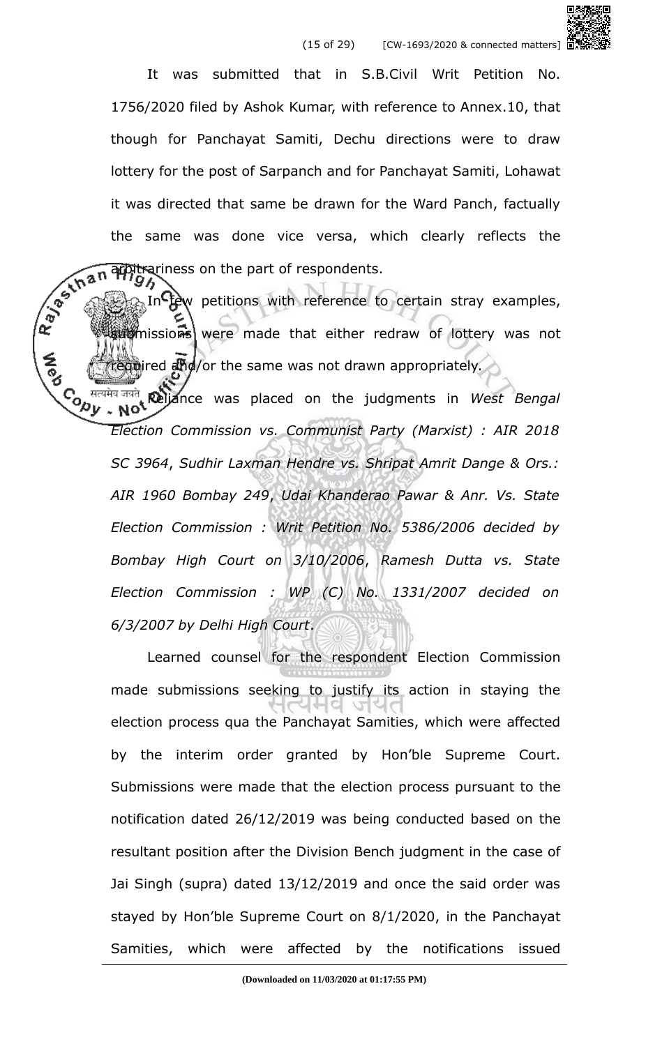It was submitted that in S.B.Civil Writ Petition No. 1756/2020 filed by Ashok Kumar, with reference to Annex.10, that though for Panchayat Samiti, Dechu directions were to draw lottery for the post of Sarpanch and for Panchayat Samiti, Lohawat it was directed that same be drawn for the Ward Panch, factually the same was done vice versa, which clearly reflects the arbitrariness on the part of respondents.

In few petitions with reference to certain stray examples, submissions were made that either redraw of lottery was not required and/or the same was not drawn appropriately.

Reliance was placed on the judgments in *West Bengal Election Commission vs. Communist Party (Marxist) : AIR 2018 SC 3964*, *Sudhir Laxman Hendre vs. Shripat Amrit Dange & Ors.: AIR 1960 Bombay 249*, *Udai Khanderao Pawar & Anr. Vs. State Election Commission : Writ Petition No. 5386/2006 decided by Bombay High Court on 3/10/2006*, *Ramesh Dutta vs. State Election Commission : WP (C) No. 1331/2007 decided on 6/3/2007 by Delhi High Court*.

Learned counsel for the respondent Election Commission made submissions seeking to justify its action in staying the election process qua the Panchayat Samities, which were affected by the interim order granted by Hon'ble Supreme Court. Submissions were made that the election process pursuant to the notification dated 26/12/2019 was being conducted based on the resultant position after the Division Bench judgment in the case of Jai Singh (supra) dated 13/12/2019 and once the said order was stayed by Hon'ble Supreme Court on 8/1/2020, in the Panchayat Samities, which were affected by the notifications issued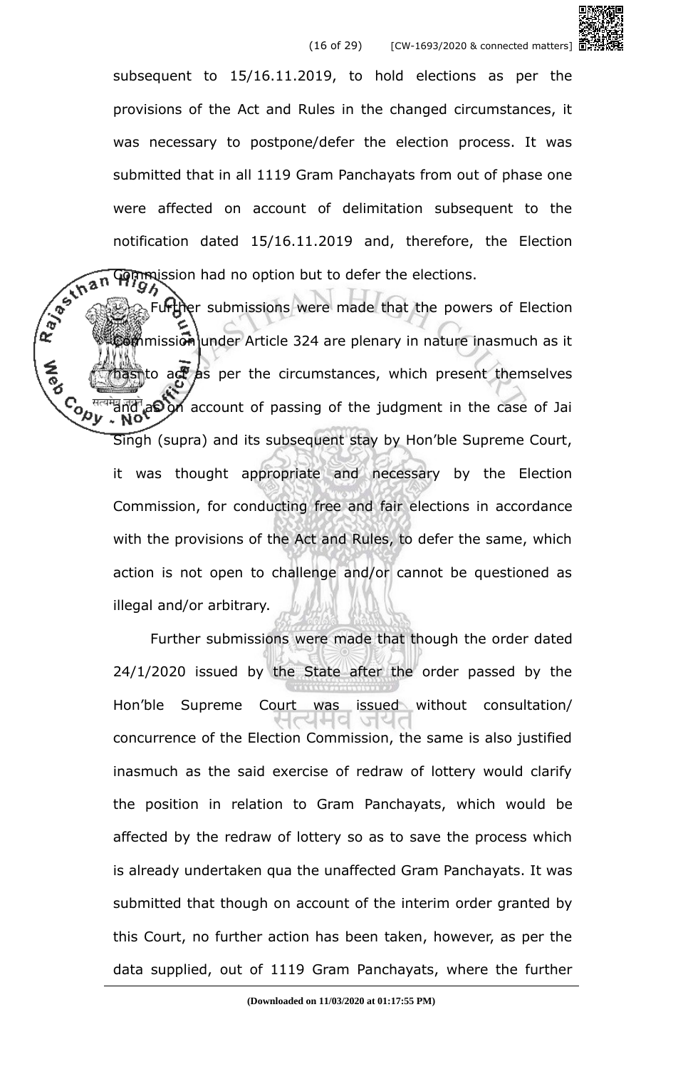subsequent to 15/16.11.2019, to hold elections as per the provisions of the Act and Rules in the changed circumstances, it was necessary to postpone/defer the election process. It was submitted that in all 1119 Gram Panchayats from out of phase one were affected on account of delimitation subsequent to the notification dated 15/16.11.2019 and, therefore, the Election Commission had no option but to defer the elections.

Further submissions were made that the powers of Election Commission under Article 324 are plenary in nature inasmuch as it has to act as per the circumstances, which present themselves and as on account of passing of the judgment in the case of Jai Singh (supra) and its subsequent stay by Hon'ble Supreme Court, it was thought appropriate and necessary by the Election Commission, for conducting free and fair elections in accordance with the provisions of the Act and Rules, to defer the same, which action is not open to challenge and/or cannot be questioned as illegal and/or arbitrary.

Further submissions were made that though the order dated 24/1/2020 issued by the State after the order passed by the Hon'ble Supreme Court was issued without consultation/ concurrence of the Election Commission, the same is also justified inasmuch as the said exercise of redraw of lottery would clarify the position in relation to Gram Panchayats, which would be affected by the redraw of lottery so as to save the process which is already undertaken qua the unaffected Gram Panchayats. It was submitted that though on account of the interim order granted by this Court, no further action has been taken, however, as per the data supplied, out of 1119 Gram Panchayats, where the further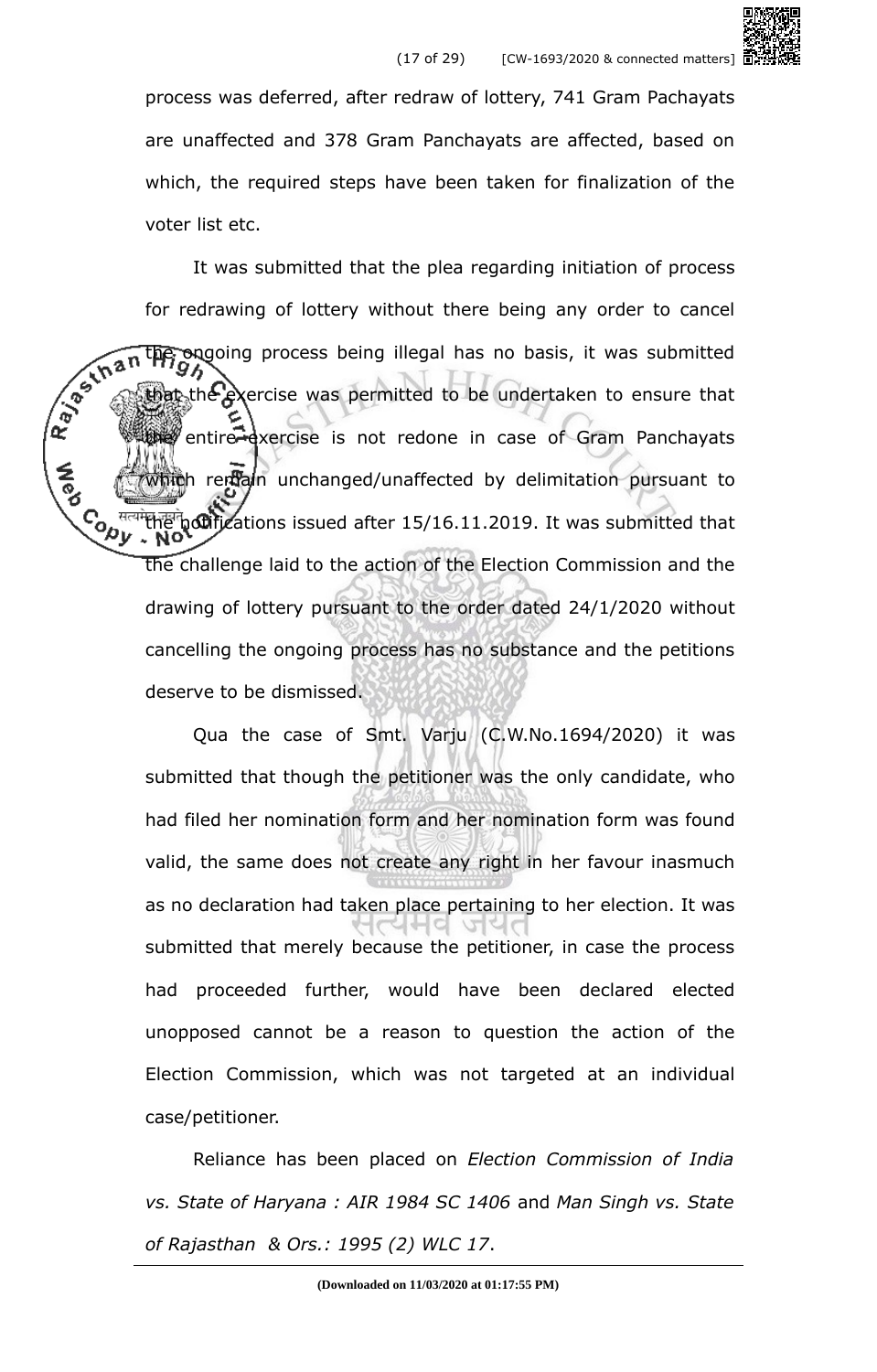process was deferred, after redraw of lottery, 741 Gram Pachayats are unaffected and 378 Gram Panchayats are affected, based on which, the required steps have been taken for finalization of the voter list etc.

It was submitted that the plea regarding initiation of process for redrawing of lottery without there being any order to cancel the ongoing process being illegal has no basis, it was submitted that the exercise was permitted to be undertaken to ensure that the entire exercise is not redone in case of Gram Panchayats which remain unchanged/unaffected by delimitation pursuant to the notifications issued after 15/16.11.2019. It was submitted that the challenge laid to the action of the Election Commission and the drawing of lottery pursuant to the order dated 24/1/2020 without cancelling the ongoing process has no substance and the petitions deserve to be dismissed.

Qua the case of Smt. Varju (C.W.No.1694/2020) it was submitted that though the petitioner was the only candidate, who had filed her nomination form and her nomination form was found valid, the same does not create any right in her favour inasmuch as no declaration had taken place pertaining to her election. It was submitted that merely because the petitioner, in case the process had proceeded further, would have been declared elected unopposed cannot be a reason to question the action of the Election Commission, which was not targeted at an individual case/petitioner.

Reliance has been placed on *Election Commission of India vs. State of Haryana : AIR 1984 SC 1406* and *Man Singh vs. State of Rajasthan & Ors.: 1995 (2) WLC 17*.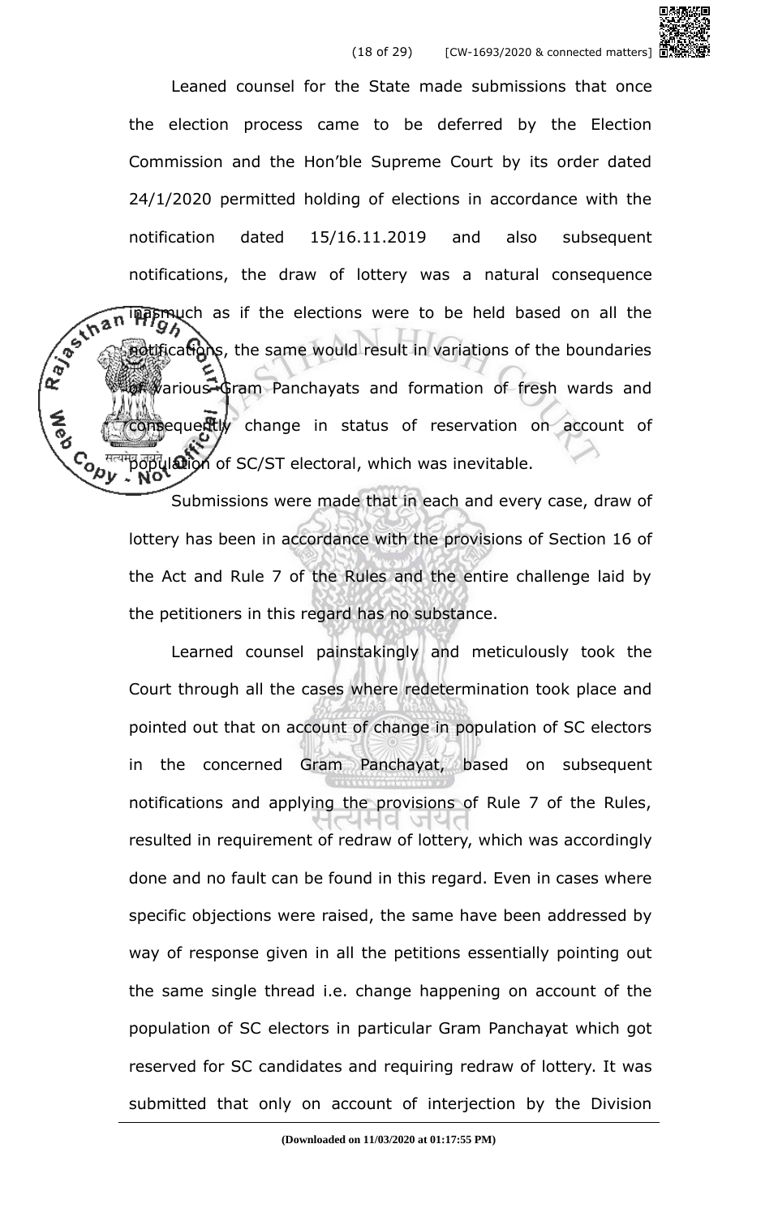Leaned counsel for the State made submissions that once the election process came to be deferred by the Election Commission and the Hon'ble Supreme Court by its order dated 24/1/2020 permitted holding of elections in accordance with the notification dated 15/16.11.2019 and also subsequent notifications, the draw of lottery was a natural consequence inasmuch as if the elections were to be held based on all the notifications, the same would result in variations of the boundaries of various Gram Panchayats and formation of fresh wards and consequently change in status of reservation on account of population of SC/ST electoral, which was inevitable.

Submissions were made that in each and every case, draw of lottery has been in accordance with the provisions of Section 16 of the Act and Rule 7 of the Rules and the entire challenge laid by the petitioners in this regard has no substance.

Learned counsel painstakingly and meticulously took the Court through all the cases where redetermination took place and pointed out that on account of change in population of SC electors in the concerned Gram Panchayat, based on subsequent notifications and applying the provisions of Rule 7 of the Rules, resulted in requirement of redraw of lottery, which was accordingly done and no fault can be found in this regard. Even in cases where specific objections were raised, the same have been addressed by way of response given in all the petitions essentially pointing out the same single thread i.e. change happening on account of the population of SC electors in particular Gram Panchayat which got reserved for SC candidates and requiring redraw of lottery. It was submitted that only on account of interjection by the Division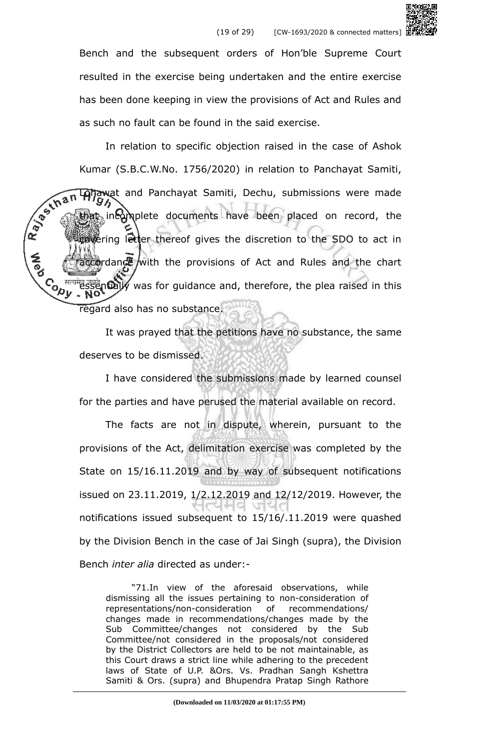Bench and the subsequent orders of Hon'ble Supreme Court resulted in the exercise being undertaken and the entire exercise has been done keeping in view the provisions of Act and Rules and as such no fault can be found in the said exercise.

In relation to specific objection raised in the case of Ashok Kumar (S.B.C.W.No. 1756/2020) in relation to Panchayat Samiti, Lohawat and Panchayat Samiti, Dechu, submissions were made that incomplete documents have been placed on record, the covering letter thereof gives the discretion to the SDO to act in accordance with the provisions of Act and Rules and the chart essentially was for guidance and, therefore, the plea raised in this regard also has no substance.

It was prayed that the petitions have no substance, the same deserves to be dismissed.

I have considered the submissions made by learned counsel for the parties and have perused the material available on record.

The facts are not in dispute, wherein, pursuant to the provisions of the Act, delimitation exercise was completed by the State on 15/16.11.2019 and by way of subsequent notifications issued on 23.11.2019, 1/2.12.2019 and 12/12/2019. However, the notifications issued subsequent to 15/16/.11.2019 were quashed by the Division Bench in the case of Jai Singh (supra), the Division Bench *inter alia* directed as under:-

> "71.In view of the aforesaid observations, while dismissing all the issues pertaining to non-consideration of representations/non-consideration of recommendations/ changes made in recommendations/changes made by the Sub Committee/changes not considered by the Sub Committee/not considered in the proposals/not considered by the District Collectors are held to be not maintainable, as this Court draws a strict line while adhering to the precedent laws of State of U.P. &Ors. Vs. Pradhan Sangh Kshettra Samiti & Ors. (supra) and Bhupendra Pratap Singh Rathore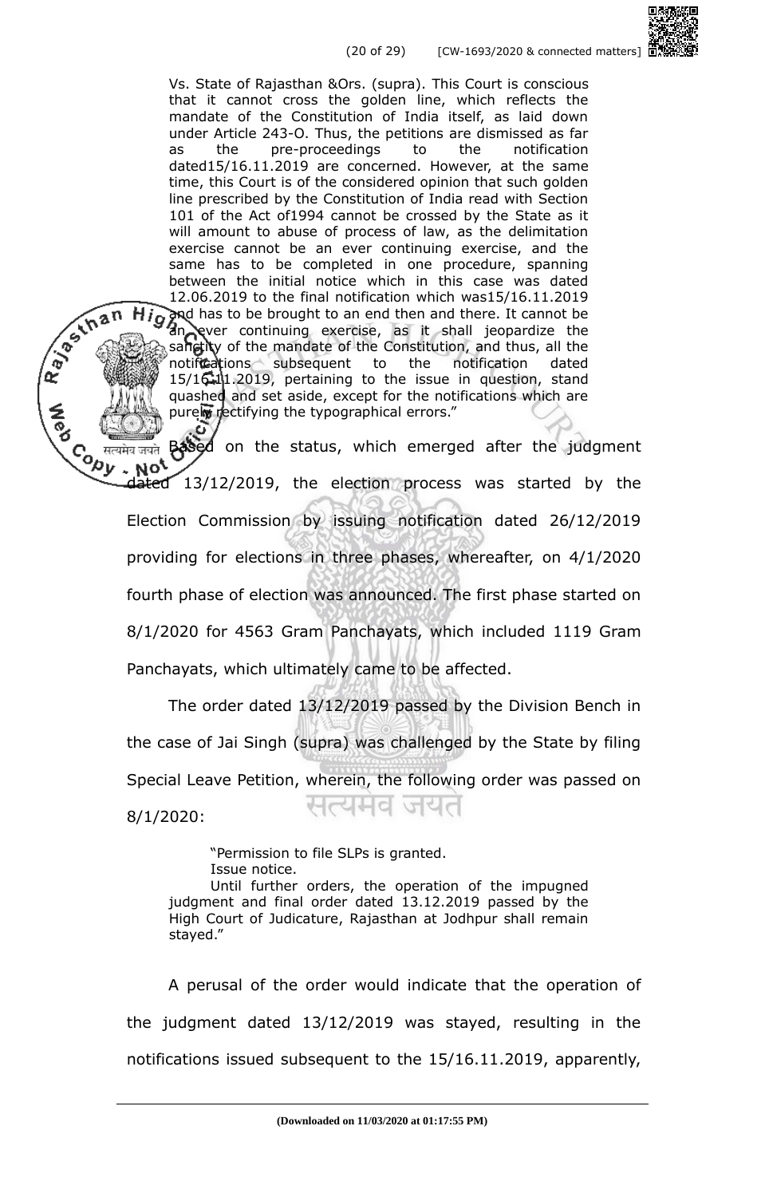> Vs. State of Rajasthan &Ors. (supra). This Court is conscious that it cannot cross the golden line, which reflects the mandate of the Constitution of India itself, as laid down under Article 243-O. Thus, the petitions are dismissed as far as the pre-proceedings to the notification dated15/16.11.2019 are concerned. However, at the same time, this Court is of the considered opinion that such golden line prescribed by the Constitution of India read with Section 101 of the Act of1994 cannot be crossed by the State as it will amount to abuse of process of law, as the delimitation exercise cannot be an ever continuing exercise, and the same has to be completed in one procedure, spanning between the initial notice which in this case was dated 12.06.2019 to the final notification which was15/16.11.2019 and has to be brought to an end then and there. It cannot be an ever continuing exercise, as it shall jeopardize the sanctity of the mandate of the Constitution, and thus, all the notifications subsequent to the notification dated 15/16.11.2019, pertaining to the issue in question, stand quashed and set aside, except for the notifications which are purely rectifying the typographical errors."

Based on the status, which emerged after the judgment dated 13/12/2019, the election process was started by the Election Commission by issuing notification dated 26/12/2019 providing for elections in three phases, whereafter, on 4/1/2020 fourth phase of election was announced. The first phase started on 8/1/2020 for 4563 Gram Panchayats, which included 1119 Gram Panchayats, which ultimately came to be affected.

The order dated 13/12/2019 passed by the Division Bench in the case of Jai Singh (supra) was challenged by the State by filing Special Leave Petition, wherein, the following order was passed on 8/1/2020:

> "Permission to file SLPs is granted.
>
> Issue notice.
>
> Until further orders, the operation of the impugned judgment and final order dated 13.12.2019 passed by the High Court of Judicature, Rajasthan at Jodhpur shall remain stayed."

A perusal of the order would indicate that the operation of the judgment dated 13/12/2019 was stayed, resulting in the notifications issued subsequent to the 15/16.11.2019, apparently,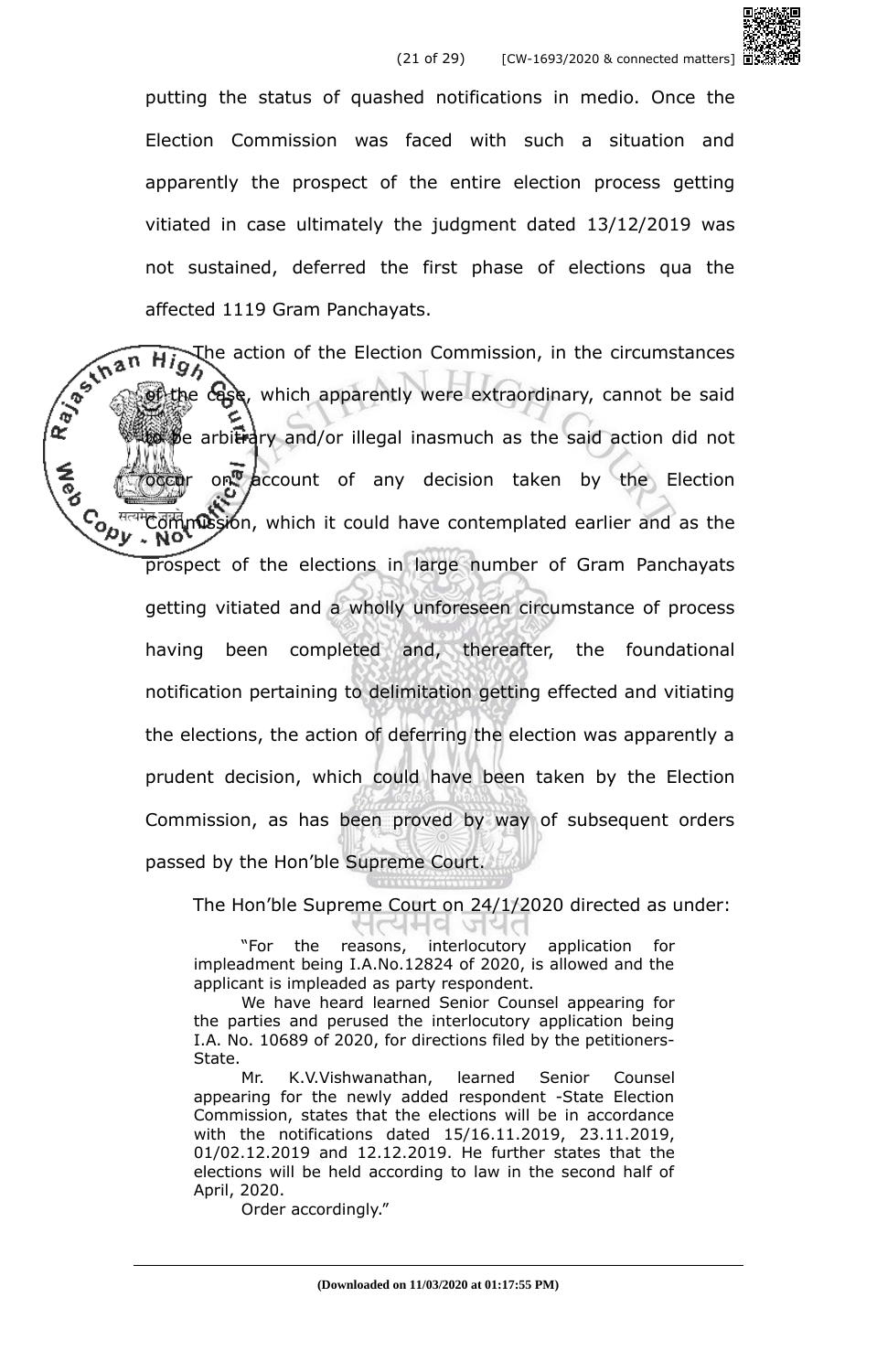putting the status of quashed notifications in medio. Once the Election Commission was faced with such a situation and apparently the prospect of the entire election process getting vitiated in case ultimately the judgment dated 13/12/2019 was not sustained, deferred the first phase of elections qua the affected 1119 Gram Panchayats.

The action of the Election Commission, in the circumstances of the case, which apparently were extraordinary, cannot be said to be arbitrary and/or illegal inasmuch as the said action did not occur on account of any decision taken by the Election Commission, which it could have contemplated earlier and as the prospect of the elections in large number of Gram Panchayats getting vitiated and a wholly unforeseen circumstance of process having been completed and, thereafter, the foundational notification pertaining to delimitation getting effected and vitiating the elections, the action of deferring the election was apparently a prudent decision, which could have been taken by the Election Commission, as has been proved by way of subsequent orders passed by the Hon'ble Supreme Court.

The Hon'ble Supreme Court on 24/1/2020 directed as under:

> "For the reasons, interlocutory application for impleadment being I.A.No.12824 of 2020, is allowed and the applicant is impleaded as party respondent.
>
> We have heard learned Senior Counsel appearing for the parties and perused the interlocutory application being I.A. No. 10689 of 2020, for directions filed by the petitioners-State.
>
> Mr. K.V.Vishwanathan, learned Senior Counsel appearing for the newly added respondent -State Election Commission, states that the elections will be in accordance with the notifications dated 15/16.11.2019, 23.11.2019, 01/02.12.2019 and 12.12.2019. He further states that the elections will be held according to law in the second half of April, 2020.
>
> Order accordingly."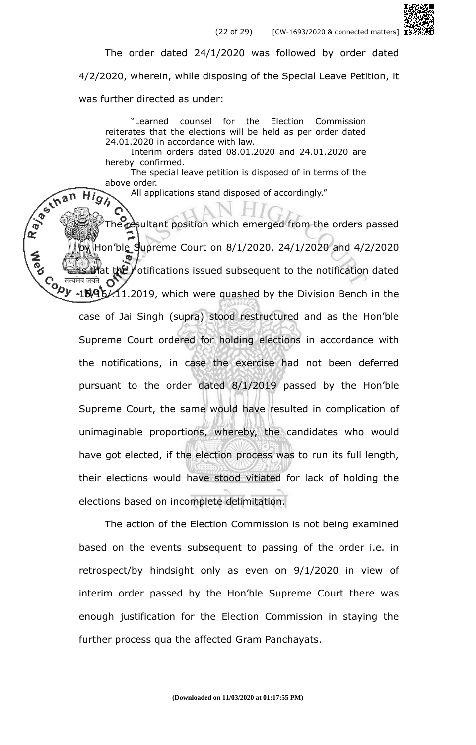The order dated 24/1/2020 was followed by order dated 4/2/2020, wherein, while disposing of the Special Leave Petition, it was further directed as under:

> "Learned counsel for the Election Commission reiterates that the elections will be held as per order dated 24.01.2020 in accordance with law.
>
> Interim orders dated 08.01.2020 and 24.01.2020 are hereby confirmed.
>
> The special leave petition is disposed of in terms of the above order.
>
> All applications stand disposed of accordingly."

The resultant position which emerged from the orders passed by Hon'ble Supreme Court on 8/1/2020, 24/1/2020 and 4/2/2020 is that the notifications issued subsequent to the notification dated 15/16/.11.2019, which were quashed by the Division Bench in the case of Jai Singh (supra) stood restructured and as the Hon'ble Supreme Court ordered for holding elections in accordance with the notifications, in case the exercise had not been deferred pursuant to the order dated 8/1/2019 passed by the Hon'ble Supreme Court, the same would have resulted in complication of unimaginable proportions, whereby, the candidates who would have got elected, if the election process was to run its full length, their elections would have stood vitiated for lack of holding the elections based on incomplete delimitation.

The action of the Election Commission is not being examined based on the events subsequent to passing of the order i.e. in retrospect/by hindsight only as even on 9/1/2020 in view of interim order passed by the Hon'ble Supreme Court there was enough justification for the Election Commission in staying the further process qua the affected Gram Panchayats.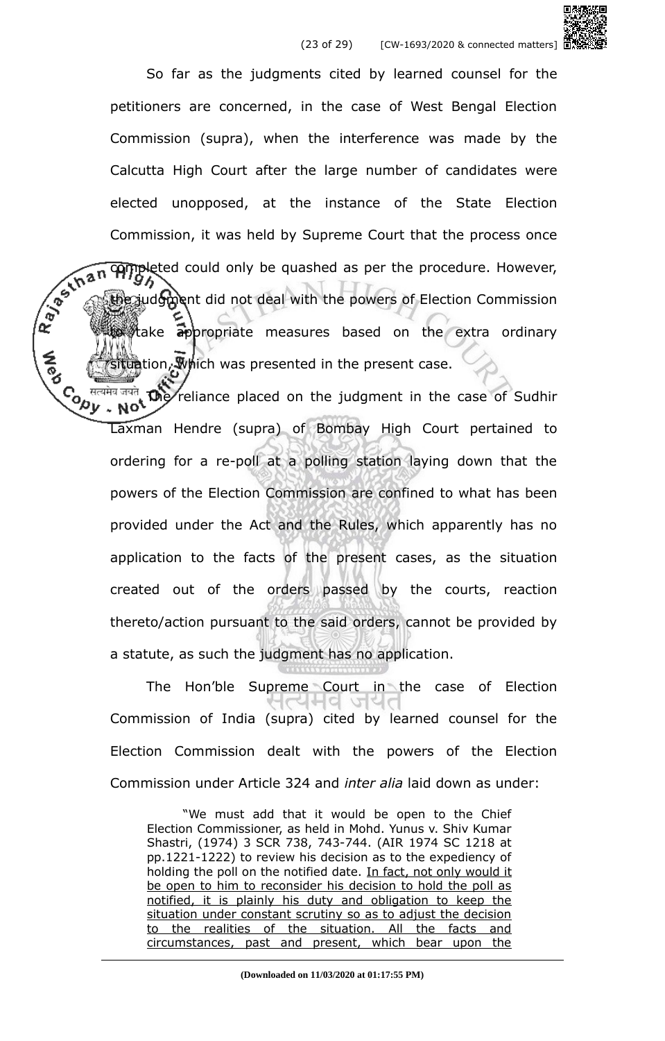So far as the judgments cited by learned counsel for the petitioners are concerned, in the case of West Bengal Election Commission (supra), when the interference was made by the Calcutta High Court after the large number of candidates were elected unopposed, at the instance of the State Election Commission, it was held by Supreme Court that the process once completed could only be quashed as per the procedure. However, the judgment did not deal with the powers of Election Commission to take appropriate measures based on the extra ordinary situation, which was presented in the present case.

The reliance placed on the judgment in the case of Sudhir Laxman Hendre (supra) of Bombay High Court pertained to ordering for a re-poll at a polling station laying down that the powers of the Election Commission are confined to what has been provided under the Act and the Rules, which apparently has no application to the facts of the present cases, as the situation created out of the orders passed by the courts, reaction thereto/action pursuant to the said orders, cannot be provided by a statute, as such the judgment has no application.

The Hon'ble Supreme Court in the case of Election Commission of India (supra) cited by learned counsel for the Election Commission dealt with the powers of the Election Commission under Article 324 and *inter alia* laid down as under:

> "We must add that it would be open to the Chief Election Commissioner, as held in Mohd. Yunus v. Shiv Kumar Shastri, (1974) 3 SCR 738, 743-744. (AIR 1974 SC 1218 at pp.1221-1222) to review his decision as to the expediency of holding the poll on the notified date. <u>In fact, not only would it be open to him to reconsider his decision to hold the poll as notified, it is plainly his duty and obligation to keep the situation under constant scrutiny so as to adjust the decision to the realities of the situation. All the facts and circumstances, past and present, which bear upon the</u>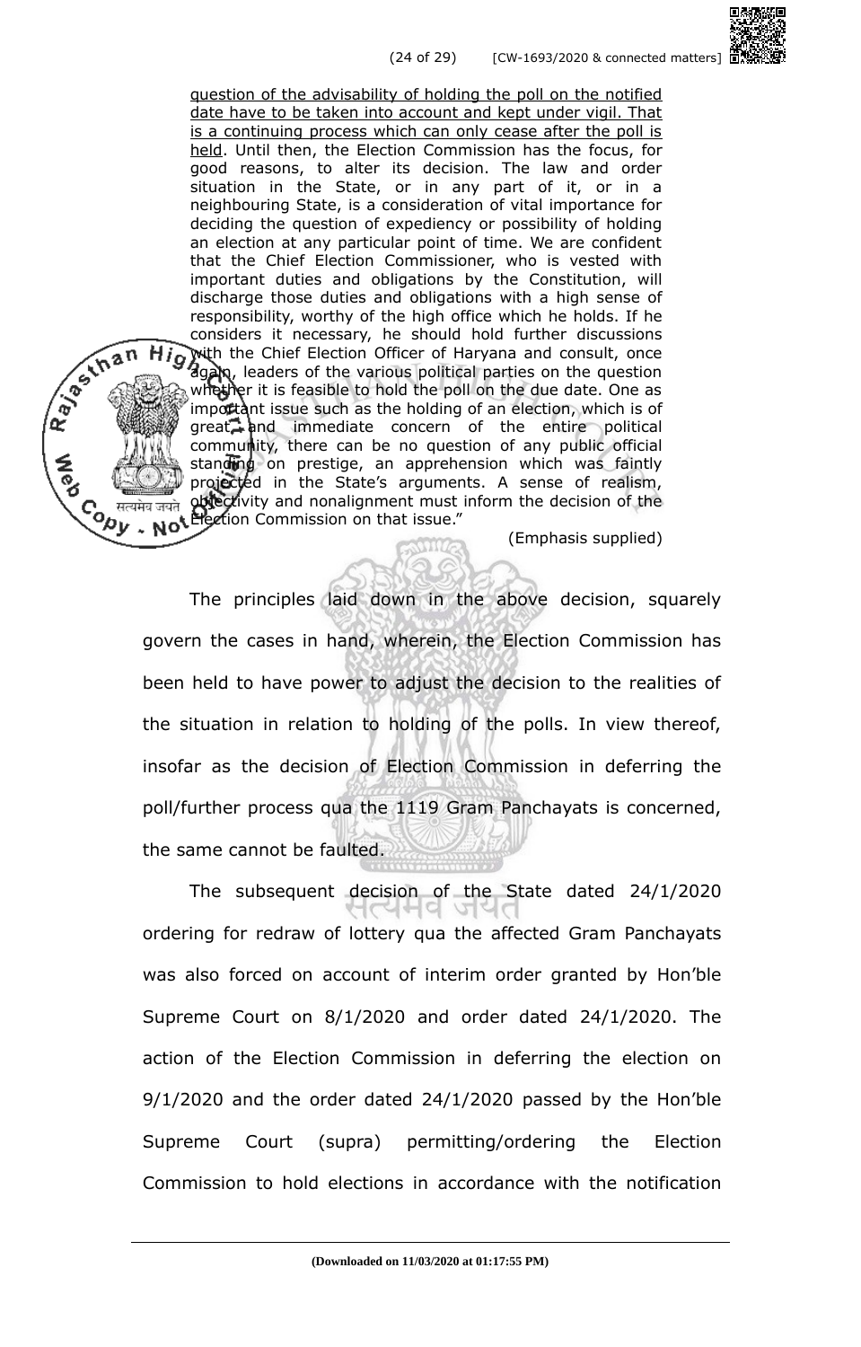> question of the advisability of holding the poll on the notified date have to be taken into account and kept under vigil. That is a continuing process which can only cease after the poll is held. Until then, the Election Commission has the focus, for good reasons, to alter its decision. The law and order situation in the State, or in any part of it, or in a neighbouring State, is a consideration of vital importance for deciding the question of expediency or possibility of holding an election at any particular point of time. We are confident that the Chief Election Commissioner, who is vested with important duties and obligations by the Constitution, will discharge those duties and obligations with a high sense of responsibility, worthy of the high office which he holds. If he considers it necessary, he should hold further discussions with the Chief Election Officer of Haryana and consult, once again, leaders of the various political parties on the question whether it is feasible to hold the poll on the due date. One as important issue such as the holding of an election, which is of great and immediate concern of the entire political community, there can be no question of any public official standing on prestige, an apprehension which was faintly projected in the State's arguments. A sense of realism, objectivity and nonalignment must inform the decision of the Election Commission on that issue."
>
> (Emphasis supplied)

The principles laid down in the above decision, squarely govern the cases in hand, wherein, the Election Commission has been held to have power to adjust the decision to the realities of the situation in relation to holding of the polls. In view thereof, insofar as the decision of Election Commission in deferring the poll/further process qua the 1119 Gram Panchayats is concerned, the same cannot be faulted.

The subsequent decision of the State dated 24/1/2020 ordering for redraw of lottery qua the affected Gram Panchayats was also forced on account of interim order granted by Hon'ble Supreme Court on 8/1/2020 and order dated 24/1/2020. The action of the Election Commission in deferring the election on 9/1/2020 and the order dated 24/1/2020 passed by the Hon'ble Supreme Court (supra) permitting/ordering the Election Commission to hold elections in accordance with the notification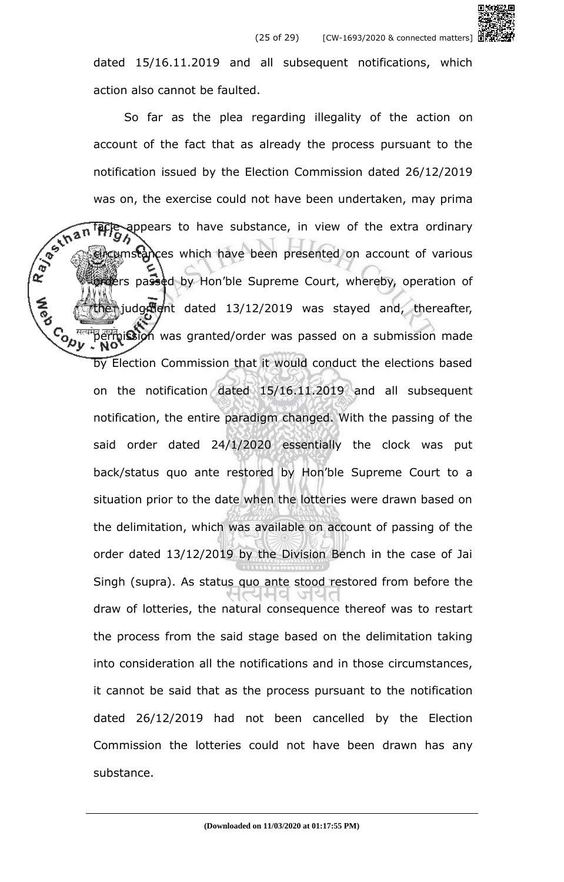dated 15/16.11.2019 and all subsequent notifications, which action also cannot be faulted.

So far as the plea regarding illegality of the action on account of the fact that as already the process pursuant to the notification issued by the Election Commission dated 26/12/2019 was on, the exercise could not have been undertaken, may prima facie appears to have substance, in view of the extra ordinary circumstances which have been presented on account of various orders passed by Hon'ble Supreme Court, whereby, operation of the judgment dated 13/12/2019 was stayed and, thereafter, permission was granted/order was passed on a submission made by Election Commission that it would conduct the elections based on the notification dated 15/16.11.2019 and all subsequent notification, the entire paradigm changed. With the passing of the said order dated 24/1/2020 essentially the clock was put back/status quo ante restored by Hon'ble Supreme Court to a situation prior to the date when the lotteries were drawn based on the delimitation, which was available on account of passing of the order dated 13/12/2019 by the Division Bench in the case of Jai Singh (supra). As status quo ante stood restored from before the draw of lotteries, the natural consequence thereof was to restart the process from the said stage based on the delimitation taking into consideration all the notifications and in those circumstances, it cannot be said that as the process pursuant to the notification dated 26/12/2019 had not been cancelled by the Election Commission the lotteries could not have been drawn has any substance.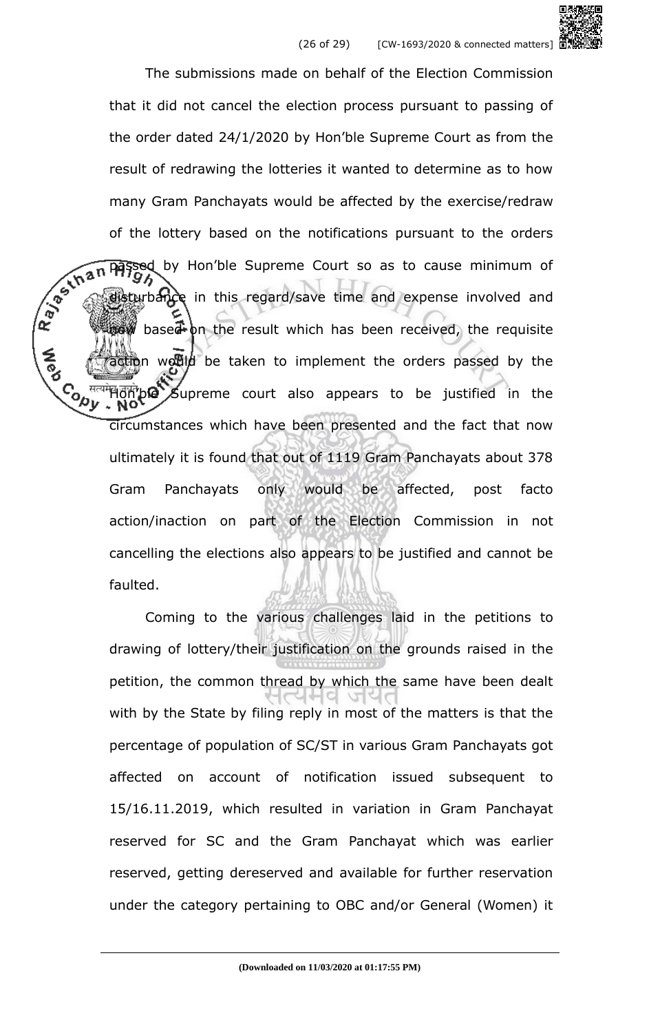The submissions made on behalf of the Election Commission that it did not cancel the election process pursuant to passing of the order dated 24/1/2020 by Hon'ble Supreme Court as from the result of redrawing the lotteries it wanted to determine as to how many Gram Panchayats would be affected by the exercise/redraw of the lottery based on the notifications pursuant to the orders passed by Hon'ble Supreme Court so as to cause minimum of disturbance in this regard/save time and expense involved and now based on the result which has been received, the requisite action would be taken to implement the orders passed by the Hon'ble Supreme court also appears to be justified in the circumstances which have been presented and the fact that now ultimately it is found that out of 1119 Gram Panchayats about 378 Gram Panchayats only would be affected, post facto action/inaction on part of the Election Commission in not cancelling the elections also appears to be justified and cannot be faulted.

Coming to the various challenges laid in the petitions to drawing of lottery/their justification on the grounds raised in the petition, the common thread by which the same have been dealt with by the State by filing reply in most of the matters is that the percentage of population of SC/ST in various Gram Panchayats got affected on account of notification issued subsequent to 15/16.11.2019, which resulted in variation in Gram Panchayat reserved for SC and the Gram Panchayat which was earlier reserved, getting dereserved and available for further reservation under the category pertaining to OBC and/or General (Women) it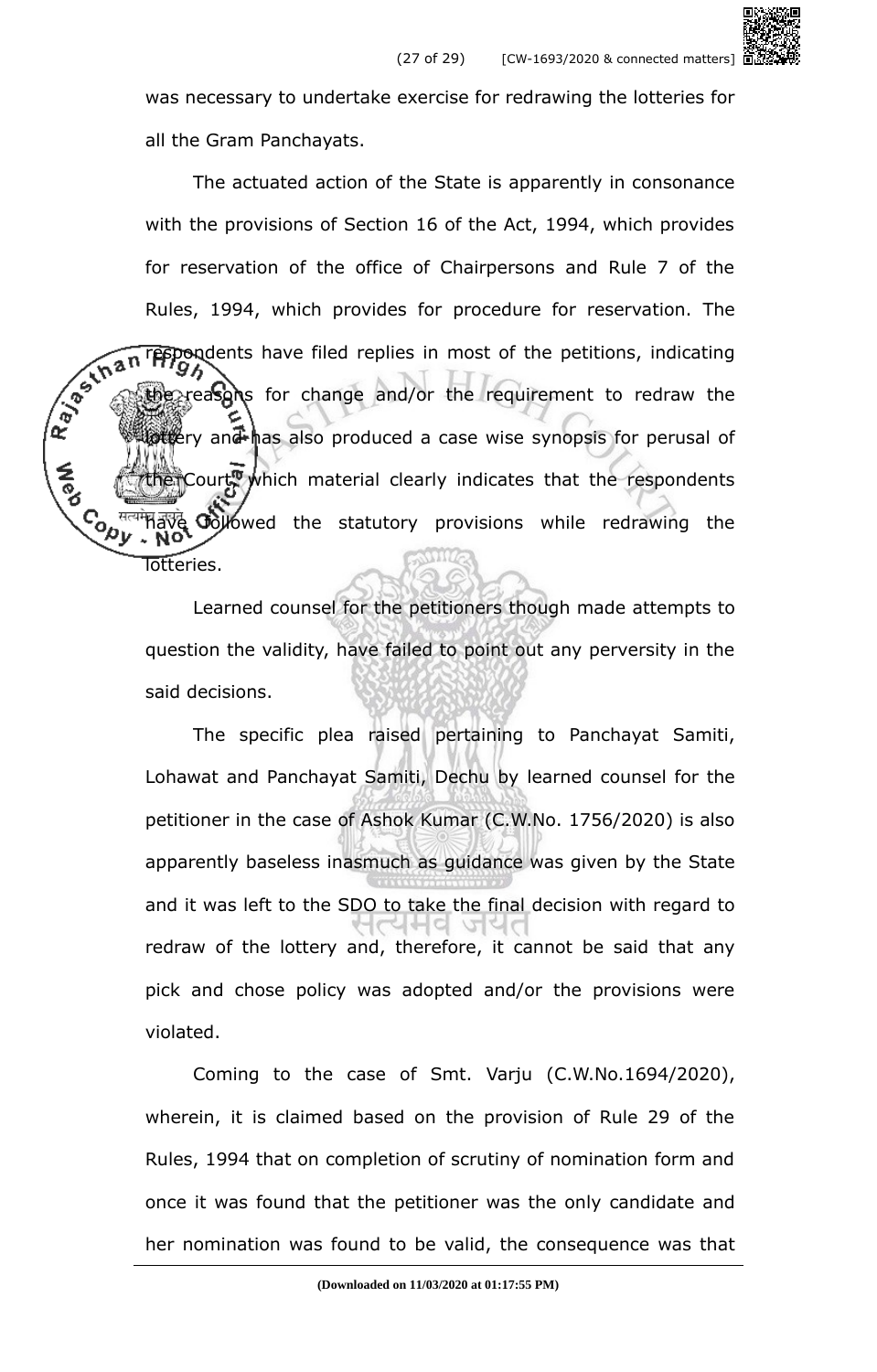was necessary to undertake exercise for redrawing the lotteries for all the Gram Panchayats.

The actuated action of the State is apparently in consonance with the provisions of Section 16 of the Act, 1994, which provides for reservation of the office of Chairpersons and Rule 7 of the Rules, 1994, which provides for procedure for reservation. The respondents have filed replies in most of the petitions, indicating the reasons for change and/or the requirement to redraw the lottery and has also produced a case wise synopsis for perusal of the Court, which material clearly indicates that the respondents have followed the statutory provisions while redrawing the lotteries.

Learned counsel for the petitioners though made attempts to question the validity, have failed to point out any perversity in the said decisions.

The specific plea raised pertaining to Panchayat Samiti, Lohawat and Panchayat Samiti, Dechu by learned counsel for the petitioner in the case of Ashok Kumar (C.W.No. 1756/2020) is also apparently baseless inasmuch as guidance was given by the State and it was left to the SDO to take the final decision with regard to redraw of the lottery and, therefore, it cannot be said that any pick and chose policy was adopted and/or the provisions were violated.

Coming to the case of Smt. Varju (C.W.No.1694/2020), wherein, it is claimed based on the provision of Rule 29 of the Rules, 1994 that on completion of scrutiny of nomination form and once it was found that the petitioner was the only candidate and her nomination was found to be valid, the consequence was that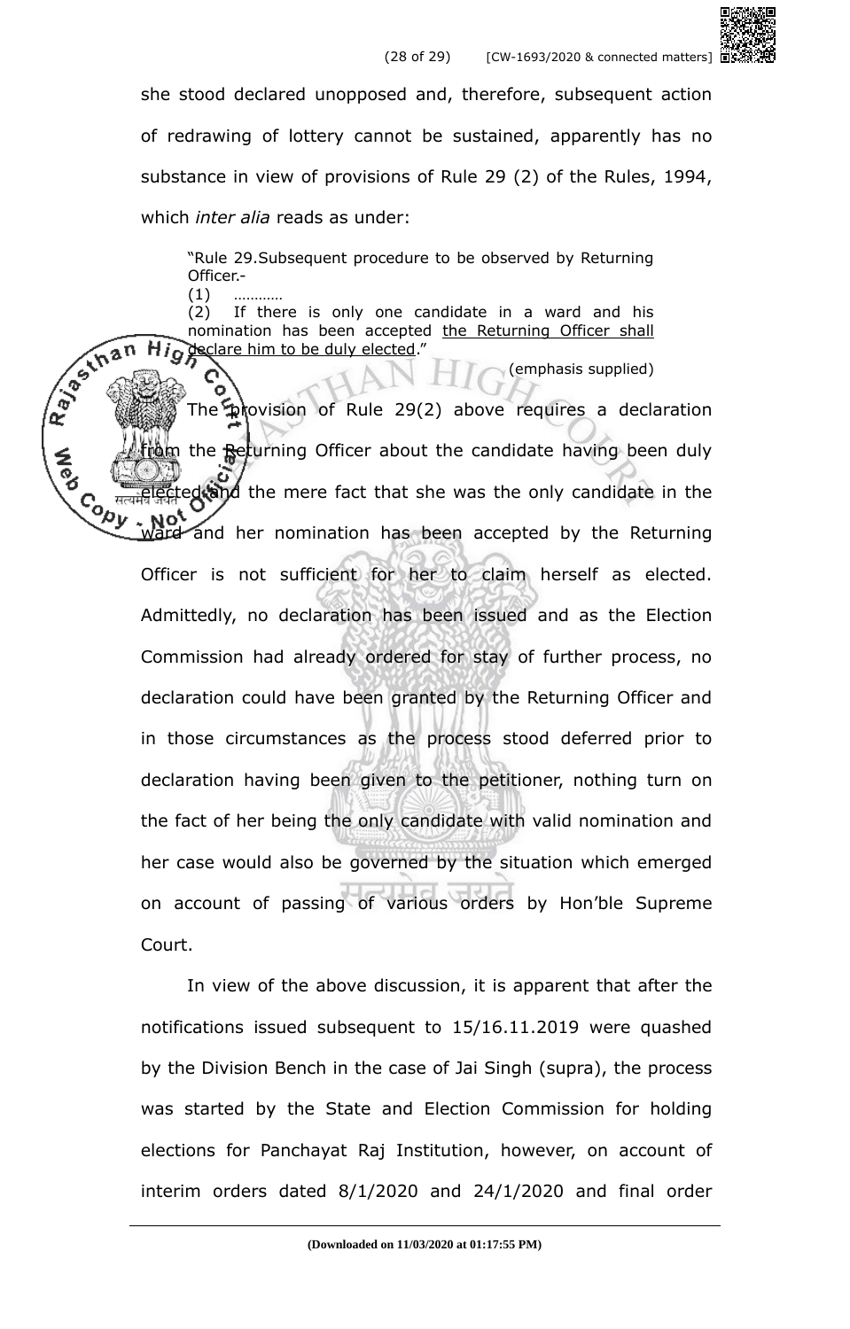she stood declared unopposed and, therefore, subsequent action of redrawing of lottery cannot be sustained, apparently has no substance in view of provisions of Rule 29 (2) of the Rules, 1994, which *inter alia* reads as under:

> "Rule 29.Subsequent procedure to be observed by Returning Officer.-
> (1) …………
> (2) If there is only one candidate in a ward and his nomination has been accepted <u>the Returning Officer shall declare him to be duly elected</u>."
>
> (emphasis supplied)

The provision of Rule 29(2) above requires a declaration from the Returning Officer about the candidate having been duly elected and the mere fact that she was the only candidate in the ward and her nomination has been accepted by the Returning Officer is not sufficient for her to claim herself as elected. Admittedly, no declaration has been issued and as the Election Commission had already ordered for stay of further process, no declaration could have been granted by the Returning Officer and in those circumstances as the process stood deferred prior to declaration having been given to the petitioner, nothing turn on the fact of her being the only candidate with valid nomination and her case would also be governed by the situation which emerged on account of passing of various orders by Hon'ble Supreme Court.

In view of the above discussion, it is apparent that after the notifications issued subsequent to 15/16.11.2019 were quashed by the Division Bench in the case of Jai Singh (supra), the process was started by the State and Election Commission for holding elections for Panchayat Raj Institution, however, on account of interim orders dated 8/1/2020 and 24/1/2020 and final order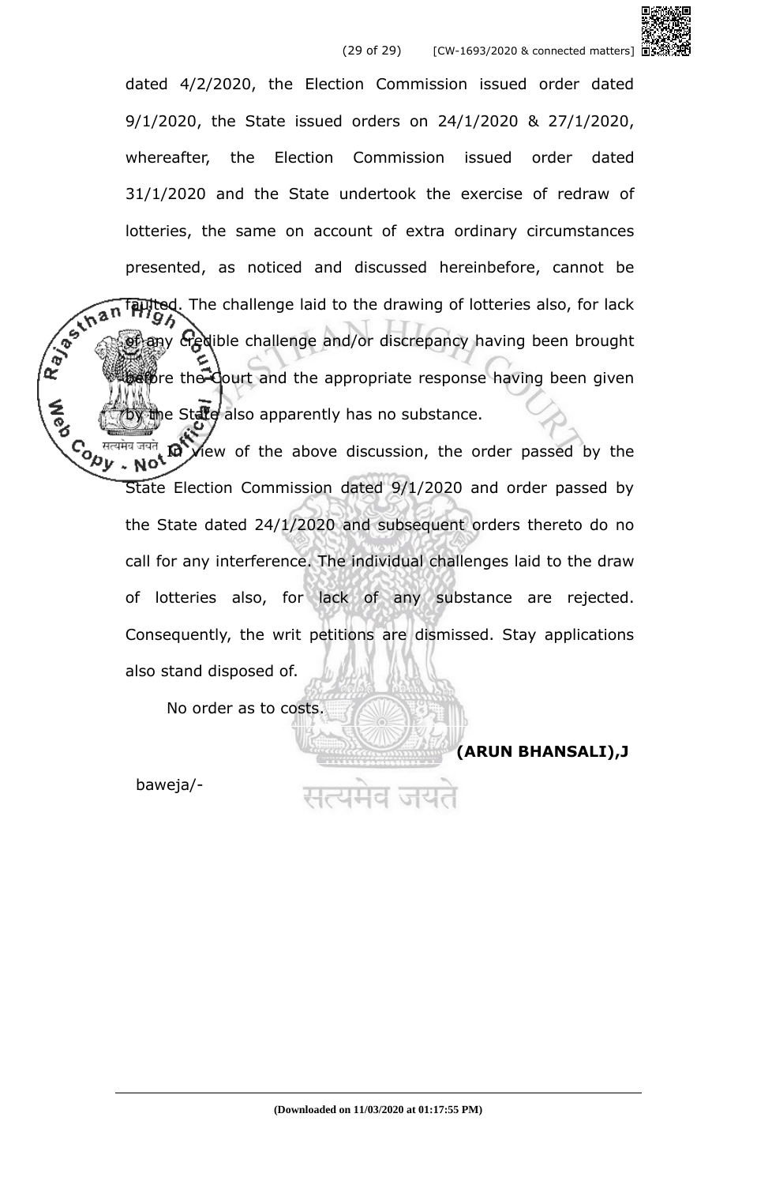dated 4/2/2020, the Election Commission issued order dated 9/1/2020, the State issued orders on 24/1/2020 & 27/1/2020, whereafter, the Election Commission issued order dated 31/1/2020 and the State undertook the exercise of redraw of lotteries, the same on account of extra ordinary circumstances presented, as noticed and discussed hereinbefore, cannot be faulted. The challenge laid to the drawing of lotteries also, for lack of any credible challenge and/or discrepancy having been brought before the Court and the appropriate response having been given by the State also apparently has no substance.

In view of the above discussion, the order passed by the State Election Commission dated 9/1/2020 and order passed by the State dated 24/1/2020 and subsequent orders thereto do no call for any interference. The individual challenges laid to the draw of lotteries also, for lack of any substance are rejected. Consequently, the writ petitions are dismissed. Stay applications also stand disposed of.

No order as to costs.

**(ARUN BHANSALI),J**

baweja/-